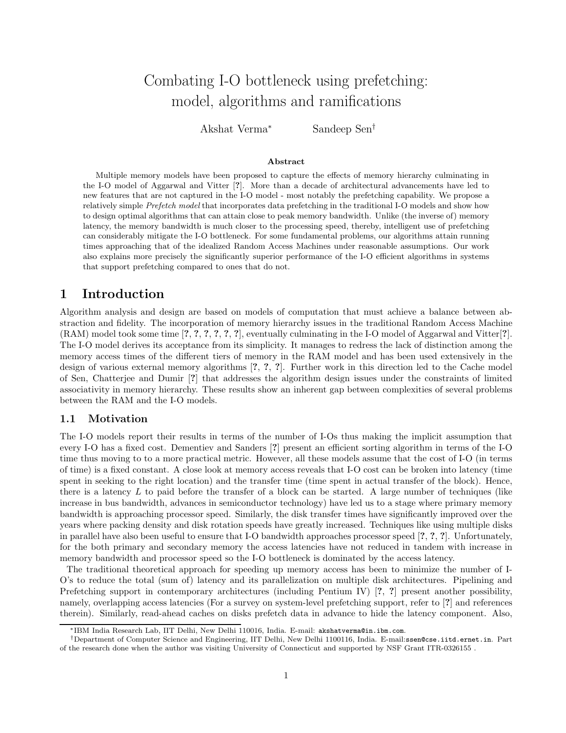# Combating I-O bottleneck using prefetching: model, algorithms and ramifications

Akshat Verma[*] Sandeep Sen[†]

### Abstract

Multiple memory models have been proposed to capture the effects of memory hierarchy culminating in the I-O model of Aggarwal and Vitter [?]. More than a decade of architectural advancements have led to new features that are not captured in the I-O model - most notably the prefetching capability. We propose a relatively simple *Prefetch model* that incorporates data prefetching in the traditional I-O models and show how to design optimal algorithms that can attain close to peak memory bandwidth. Unlike (the inverse of) memory latency, the memory bandwidth is much closer to the processing speed, thereby, intelligent use of prefetching can considerably mitigate the I-O bottleneck. For some fundamental problems, our algorithms attain running times approaching that of the idealized Random Access Machines under reasonable assumptions. Our work also explains more precisely the significantly superior performance of the I-O efficient algorithms in systems that support prefetching compared to ones that do not.

## 1 Introduction

Algorithm analysis and design are based on models of computation that must achieve a balance between abstraction and fidelity. The incorporation of memory hierarchy issues in the traditional Random Access Machine (RAM) model took some time [?, ?, ?, ?, ?, ?], eventually culminating in the I-O model of Aggarwal and Vitter[?]. The I-O model derives its acceptance from its simplicity. It manages to redress the lack of distinction among the memory access times of the different tiers of memory in the RAM model and has been used extensively in the design of various external memory algorithms [?, ?, ?]. Further work in this direction led to the Cache model of Sen, Chatterjee and Dumir [?] that addresses the algorithm design issues under the constraints of limited associativity in memory hierarchy. These results show an inherent gap between complexities of several problems between the RAM and the I-O models.

### 1.1 Motivation

The I-O models report their results in terms of the number of I-Os thus making the implicit assumption that every I-O has a fixed cost. Dementiev and Sanders [?] present an efficient sorting algorithm in terms of the I-O time thus moving to to a more practical metric. However, all these models assume that the cost of I-O (in terms of time) is a fixed constant. A close look at memory access reveals that I-O cost can be broken into latency (time spent in seeking to the right location) and the transfer time (time spent in actual transfer of the block). Hence, there is a latency $L$ to paid before the transfer of a block can be started. A large number of techniques (like increase in bus bandwidth, advances in semiconductor technology) have led us to a stage where primary memory bandwidth is approaching processor speed. Similarly, the disk transfer times have significantly improved over the years where packing density and disk rotation speeds have greatly increased. Techniques like using multiple disks in parallel have also been useful to ensure that I-O bandwidth approaches processor speed [?, ?, ?]. Unfortunately, for the both primary and secondary memory the access latencies have not reduced in tandem with increase in memory bandwidth and processor speed so the I-O bottleneck is dominated by the access latency.

The traditional theoretical approach for speeding up memory access has been to minimize the number of I-O's to reduce the total (sum of) latency and its parallelization on multiple disk architectures. Pipelining and Prefetching support in contemporary architectures (including Pentium IV) [?, ?] present another possibility, namely, overlapping access latencies (For a survey on system-level prefetching support, refer to [?] and references therein). Similarly, read-ahead caches on disks prefetch data in advance to hide the latency component. Also,

[*]IBM India Research Lab, IIT Delhi, New Delhi 110016, India. E-mail: akshatverma@in.ibm.com.

[†]Department of Computer Science and Engineering, IIT Delhi, New Delhi 1100116, India. E-mail:ssen@cse.iitd.ernet.in. Part of the research done when the author was visiting University of Connecticut and supported by NSF Grant ITR-0326155 .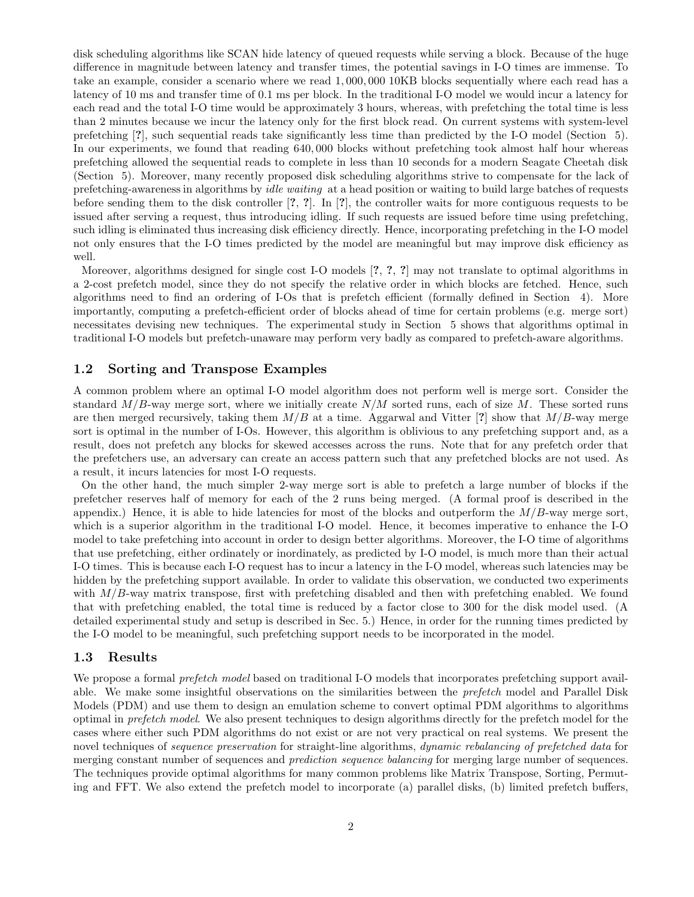disk scheduling algorithms like SCAN hide latency of queued requests while serving a block. Because of the huge difference in magnitude between latency and transfer times, the potential savings in I-O times are immense. To take an example, consider a scenario where we read $1,000,000$ 10KB blocks sequentially where each read has a latency of 10 ms and transfer time of 0.1 ms per block. In the traditional I-O model we would incur a latency for each read and the total I-O time would be approximately 3 hours, whereas, with prefetching the total time is less than 2 minutes because we incur the latency only for the first block read. On current systems with system-level prefetching [?], such sequential reads take significantly less time than predicted by the I-O model (Section 5). In our experiments, we found that reading $640,000$ blocks without prefetching took almost half hour whereas prefetching allowed the sequential reads to complete in less than 10 seconds for a modern Seagate Cheetah disk (Section 5). Moreover, many recently proposed disk scheduling algorithms strive to compensate for the lack of prefetching-awareness in algorithms by *idle waiting* at a head position or waiting to build large batches of requests before sending them to the disk controller [?, ?]. In [?], the controller waits for more contiguous requests to be issued after serving a request, thus introducing idling. If such requests are issued before time using prefetching, such idling is eliminated thus increasing disk efficiency directly. Hence, incorporating prefetching in the I-O model not only ensures that the I-O times predicted by the model are meaningful but may improve disk efficiency as well.

Moreover, algorithms designed for single cost I-O models [?, ?, ?] may not translate to optimal algorithms in a 2-cost prefetch model, since they do not specify the relative order in which blocks are fetched. Hence, such algorithms need to find an ordering of I-Os that is prefetch efficient (formally defined in Section 4). More importantly, computing a prefetch-efficient order of blocks ahead of time for certain problems (e.g. merge sort) necessitates devising new techniques. The experimental study in Section 5 shows that algorithms optimal in traditional I-O models but prefetch-unaware may perform very badly as compared to prefetch-aware algorithms.

### 1.2 Sorting and Transpose Examples

A common problem where an optimal I-O model algorithm does not perform well is merge sort. Consider the standard $M/B$-way merge sort, where we initially create $N/M$ sorted runs, each of size $M$. These sorted runs are then merged recursively, taking them $M/B$ at a time. Aggarwal and Vitter [?] show that $M/B$-way merge sort is optimal in the number of I-Os. However, this algorithm is oblivious to any prefetching support and, as a result, does not prefetch any blocks for skewed accesses across the runs. Note that for any prefetch order that the prefetchers use, an adversary can create an access pattern such that any prefetched blocks are not used. As a result, it incurs latencies for most I-O requests.

On the other hand, the much simpler 2-way merge sort is able to prefetch a large number of blocks if the prefetcher reserves half of memory for each of the 2 runs being merged. (A formal proof is described in the appendix.) Hence, it is able to hide latencies for most of the blocks and outperform the $M/B$-way merge sort, which is a superior algorithm in the traditional I-O model. Hence, it becomes imperative to enhance the I-O model to take prefetching into account in order to design better algorithms. Moreover, the I-O time of algorithms that use prefetching, either ordinately or inordinately, as predicted by I-O model, is much more than their actual I-O times. This is because each I-O request has to incur a latency in the I-O model, whereas such latencies may be hidden by the prefetching support available. In order to validate this observation, we conducted two experiments with $M/B$-way matrix transpose, first with prefetching disabled and then with prefetching enabled. We found that with prefetching enabled, the total time is reduced by a factor close to 300 for the disk model used. (A detailed experimental study and setup is described in Sec. 5.) Hence, in order for the running times predicted by the I-O model to be meaningful, such prefetching support needs to be incorporated in the model.

### 1.3 Results

We propose a formal *prefetch model* based on traditional I-O models that incorporates prefetching support available. We make some insightful observations on the similarities between the *prefetch* model and Parallel Disk Models (PDM) and use them to design an emulation scheme to convert optimal PDM algorithms to algorithms optimal in *prefetch model*. We also present techniques to design algorithms directly for the prefetch model for the cases where either such PDM algorithms do not exist or are not very practical on real systems. We present the novel techniques of *sequence preservation* for straight-line algorithms, *dynamic rebalancing of prefetched data* for merging constant number of sequences and *prediction sequence balancing* for merging large number of sequences. The techniques provide optimal algorithms for many common problems like Matrix Transpose, Sorting, Permuting and FFT. We also extend the prefetch model to incorporate (a) parallel disks, (b) limited prefetch buffers,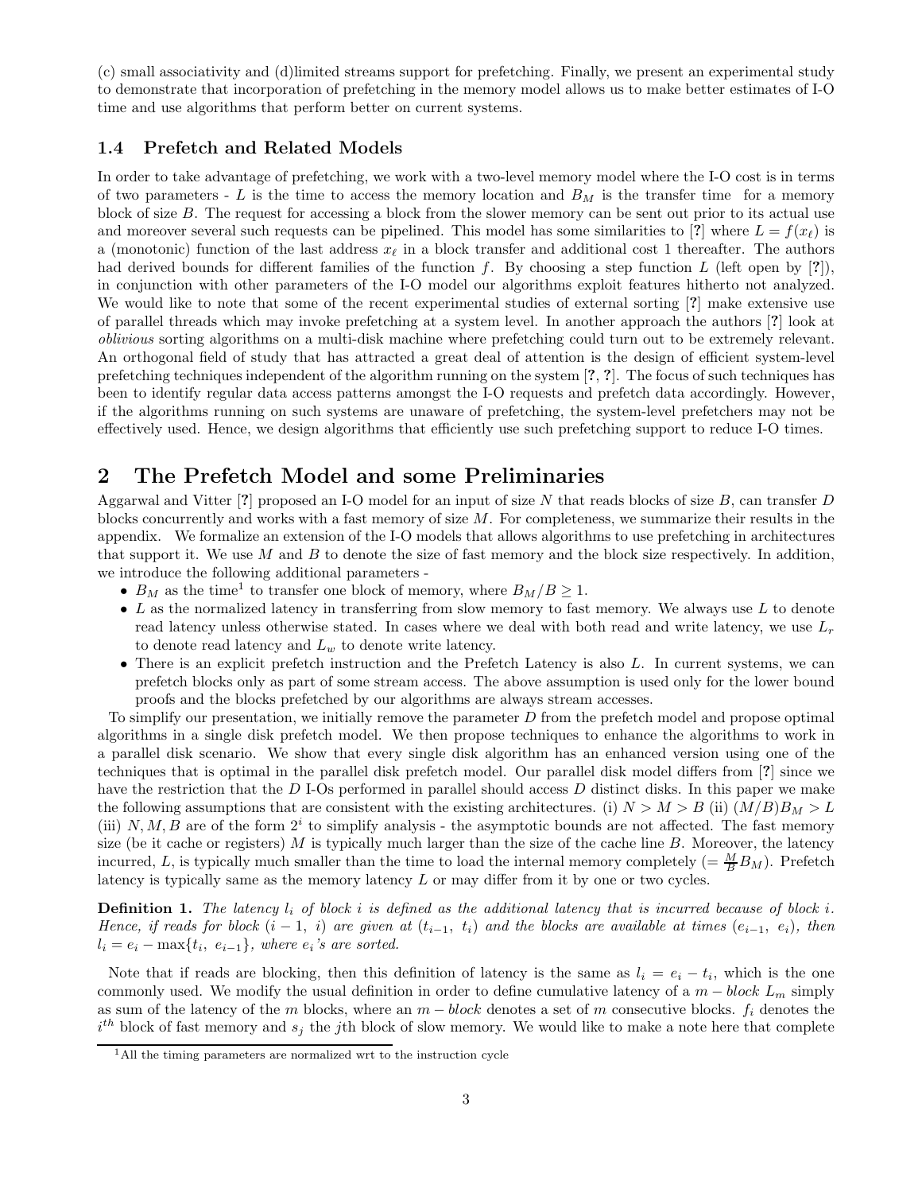(c) small associativity and (d)limited streams support for prefetching. Finally, we present an experimental study to demonstrate that incorporation of prefetching in the memory model allows us to make better estimates of I-O time and use algorithms that perform better on current systems.

### 1.4 Prefetch and Related Models

In order to take advantage of prefetching, we work with a two-level memory model where the I-O cost is in terms of two parameters - $L$ is the time to access the memory location and $B_M$ is the transfer time for a memory block of size $B$. The request for accessing a block from the slower memory can be sent out prior to its actual use and moreover several such requests can be pipelined. This model has some similarities to [?] where $L = f(x_\ell)$ is a (monotonic) function of the last address $x_\ell$ in a block transfer and additional cost 1 thereafter. The authors had derived bounds for different families of the function $f$. By choosing a step function $L$ (left open by [?]), in conjunction with other parameters of the I-O model our algorithms exploit features hitherto not analyzed. We would like to note that some of the recent experimental studies of external sorting [?] make extensive use of parallel threads which may invoke prefetching at a system level. In another approach the authors [?] look at *oblivious* sorting algorithms on a multi-disk machine where prefetching could turn out to be extremely relevant. An orthogonal field of study that has attracted a great deal of attention is the design of efficient system-level prefetching techniques independent of the algorithm running on the system [?, ?]. The focus of such techniques has been to identify regular data access patterns amongst the I-O requests and prefetch data accordingly. However, if the algorithms running on such systems are unaware of prefetching, the system-level prefetchers may not be effectively used. Hence, we design algorithms that efficiently use such prefetching support to reduce I-O times.

## 2 The Prefetch Model and some Preliminaries

Aggarwal and Vitter [?] proposed an I-O model for an input of size $N$ that reads blocks of size $B$, can transfer $D$ blocks concurrently and works with a fast memory of size $M$. For completeness, we summarize their results in the appendix. We formalize an extension of the I-O models that allows algorithms to use prefetching in architectures that support it. We use $M$ and $B$ to denote the size of fast memory and the block size respectively. In addition, we introduce the following additional parameters -

- $B_M$ as the time[1] to transfer one block of memory, where $B_M/B \geq 1$.
- $L$ as the normalized latency in transferring from slow memory to fast memory. We always use $L$ to denote read latency unless otherwise stated. In cases where we deal with both read and write latency, we use $L_r$ to denote read latency and $L_w$ to denote write latency.
- There is an explicit prefetch instruction and the Prefetch Latency is also $L$. In current systems, we can prefetch blocks only as part of some stream access. The above assumption is used only for the lower bound proofs and the blocks prefetched by our algorithms are always stream accesses.

To simplify our presentation, we initially remove the parameter $D$ from the prefetch model and propose optimal algorithms in a single disk prefetch model. We then propose techniques to enhance the algorithms to work in a parallel disk scenario. We show that every single disk algorithm has an enhanced version using one of the techniques that is optimal in the parallel disk prefetch model. Our parallel disk model differs from [?] since we have the restriction that the $D$ I-Os performed in parallel should access $D$ distinct disks. In this paper we make the following assumptions that are consistent with the existing architectures. (i) $N > M > B$ (ii) $(M/B)B_M > L$ (iii) $N, M, B$ are of the form $2^i$ to simplify analysis - the asymptotic bounds are not affected. The fast memory size (be it cache or registers) $M$ is typically much larger than the size of the cache line $B$. Moreover, the latency incurred, $L$, is typically much smaller than the time to load the internal memory completely ($= \frac{M}{B}B_M$). Prefetch latency is typically same as the memory latency $L$ or may differ from it by one or two cycles.

**Definition 1.** *The latency $l_i$ of block $i$ is defined as the additional latency that is incurred because of block $i$. Hence, if reads for block $(i-1,\ i)$ are given at $(t_{i-1},\ t_i)$ and the blocks are available at times $(e_{i-1},\ e_i)$, then $l_i = e_i - \max\{t_i,\ e_{i-1}\}$, where $e_i$'s are sorted.*

Note that if reads are blocking, then this definition of latency is the same as $l_i = e_i - t_i$, which is the one commonly used. We modify the usual definition in order to define cumulative latency of a $m-block$ $L_m$ simply as sum of the latency of the $m$ blocks, where an $m-block$ denotes a set of $m$ consecutive blocks. $f_i$ denotes the $i^{th}$ block of fast memory and $s_j$ the $j$th block of slow memory. We would like to make a note here that complete

[1] All the timing parameters are normalized wrt to the instruction cycle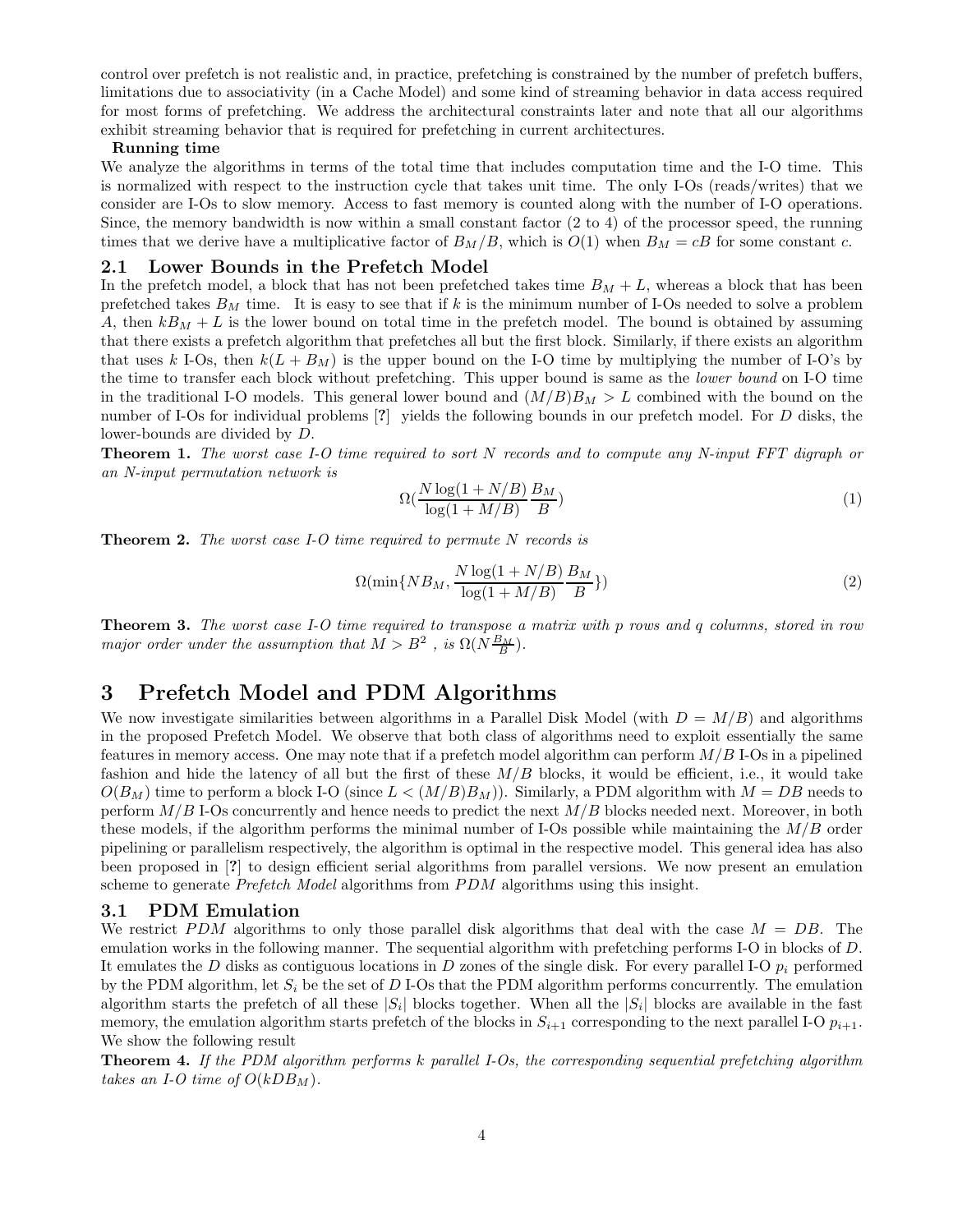control over prefetch is not realistic and, in practice, prefetching is constrained by the number of prefetch buffers, limitations due to associativity (in a Cache Model) and some kind of streaming behavior in data access required for most forms of prefetching. We address the architectural constraints later and note that all our algorithms exhibit streaming behavior that is required for prefetching in current architectures.

**Running time**

We analyze the algorithms in terms of the total time that includes computation time and the I-O time. This is normalized with respect to the instruction cycle that takes unit time. The only I-Os (reads/writes) that we consider are I-Os to slow memory. Access to fast memory is counted along with the number of I-O operations. Since, the memory bandwidth is now within a small constant factor (2 to 4) of the processor speed, the running times that we derive have a multiplicative factor of $B_M/B$, which is $O(1)$ when $B_M = cB$ for some constant $c$.

## 2.1 Lower Bounds in the Prefetch Model

In the prefetch model, a block that has not been prefetched takes time $B_M + L$, whereas a block that has been prefetched takes $B_M$ time. It is easy to see that if $k$ is the minimum number of I-Os needed to solve a problem $A$, then $kB_M + L$ is the lower bound on total time in the prefetch model. The bound is obtained by assuming that there exists a prefetch algorithm that prefetches all but the first block. Similarly, if there exists an algorithm that uses $k$ I-Os, then $k(L + B_M)$ is the upper bound on the I-O time by multiplying the number of I-O's by the time to transfer each block without prefetching. This upper bound is same as the *lower bound* on I-O time in the traditional I-O models. This general lower bound and $(M/B)B_M > L$ combined with the bound on the number of I-Os for individual problems [?] yields the following bounds in our prefetch model. For $D$ disks, the lower-bounds are divided by $D$.

**Theorem 1.** *The worst case I-O time required to sort $N$ records and to compute any $N$-input FFT digraph or an $N$-input permutation network is*

$$\Omega(\frac{N\log(1+N/B)}{\log(1+M/B)}\frac{B_M}{B}) \tag{1}$$

**Theorem 2.** *The worst case I-O time required to permute $N$ records is*

$$\Omega(\min\{NB_M, \frac{N\log(1+N/B)}{\log(1+M/B)}\frac{B_M}{B}\}) \tag{2}$$

**Theorem 3.** *The worst case I-O time required to transpose a matrix with $p$ rows and $q$ columns, stored in row major order under the assumption that $M > B^2$ , is $\Omega(N\frac{B_M}{B})$.*

# 3 Prefetch Model and PDM Algorithms

We now investigate similarities between algorithms in a Parallel Disk Model (with $D = M/B$) and algorithms in the proposed Prefetch Model. We observe that both class of algorithms need to exploit essentially the same features in memory access. One may note that if a prefetch model algorithm can perform $M/B$ I-Os in a pipelined fashion and hide the latency of all but the first of these $M/B$ blocks, it would be efficient, i.e., it would take $O(B_M)$ time to perform a block I-O (since $L < (M/B)B_M$)). Similarly, a PDM algorithm with $M = DB$ needs to perform $M/B$ I-Os concurrently and hence needs to predict the next $M/B$ blocks needed next. Moreover, in both these models, if the algorithm performs the minimal number of I-Os possible while maintaining the $M/B$ order pipelining or parallelism respectively, the algorithm is optimal in the respective model. This general idea has also been proposed in [?] to design efficient serial algorithms from parallel versions. We now present an emulation scheme to generate *Prefetch Model* algorithms from *PDM* algorithms using this insight.

## 3.1 PDM Emulation

We restrict *PDM* algorithms to only those parallel disk algorithms that deal with the case $M = DB$. The emulation works in the following manner. The sequential algorithm with prefetching performs I-O in blocks of $D$. It emulates the $D$ disks as contiguous locations in $D$ zones of the single disk. For every parallel I-O $p_i$ performed by the PDM algorithm, let $S_i$ be the set of $D$ I-Os that the PDM algorithm performs concurrently. The emulation algorithm starts the prefetch of all these $|S_i|$ blocks together. When all the $|S_i|$ blocks are available in the fast memory, the emulation algorithm starts prefetch of the blocks in $S_{i+1}$ corresponding to the next parallel I-O $p_{i+1}$. We show the following result

**Theorem 4.** *If the PDM algorithm performs $k$ parallel I-Os, the corresponding sequential prefetching algorithm takes an I-O time of $O(kDB_M)$.*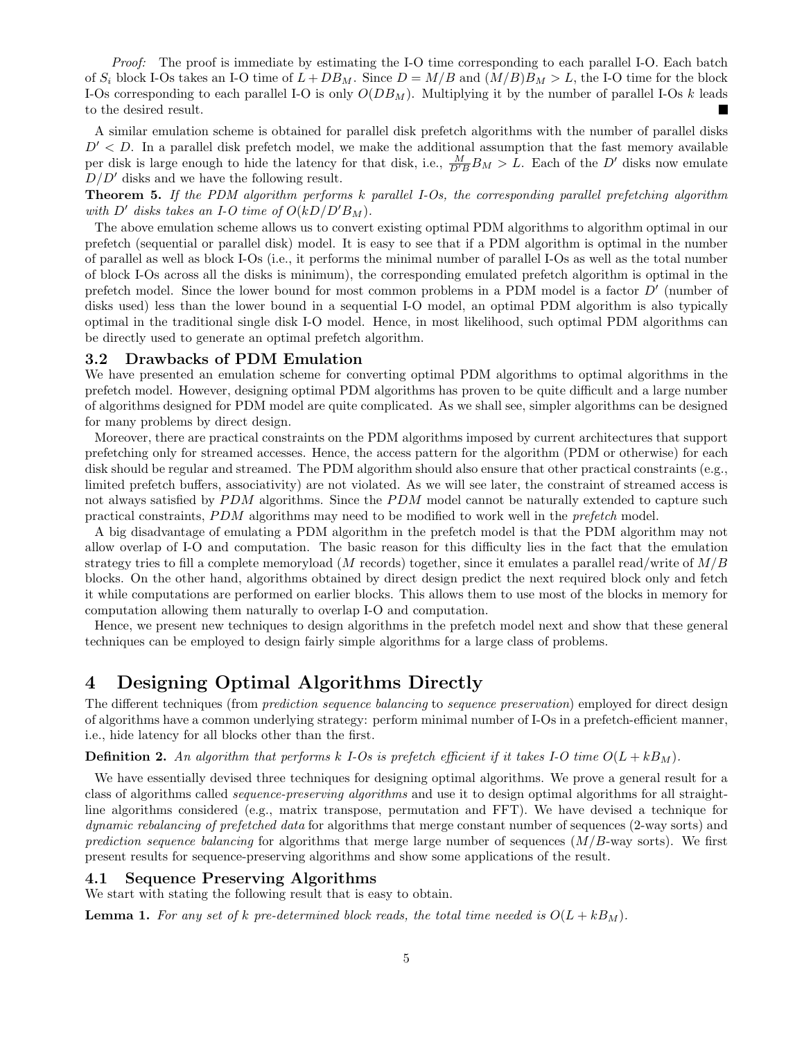*Proof:* The proof is immediate by estimating the I-O time corresponding to each parallel I-O. Each batch of $S_i$ block I-Os takes an I-O time of $L + DB_M$. Since $D = M/B$ and $(M/B)B_M > L$, the I-O time for the block I-Os corresponding to each parallel I-O is only $O(DB_M)$. Multiplying it by the number of parallel I-Os $k$ leads to the desired result. ■

A similar emulation scheme is obtained for parallel disk prefetch algorithms with the number of parallel disks $D' < D$. In a parallel disk prefetch model, we make the additional assumption that the fast memory available per disk is large enough to hide the latency for that disk, i.e., $\frac{M}{D'B}B_M > L$. Each of the $D'$ disks now emulate $D/D'$ disks and we have the following result.

**Theorem 5.** *If the PDM algorithm performs k parallel I-Os, the corresponding parallel prefetching algorithm with $D'$ disks takes an I-O time of $O(kD/D'B_M)$.*

The above emulation scheme allows us to convert existing optimal PDM algorithms to algorithm optimal in our prefetch (sequential or parallel disk) model. It is easy to see that if a PDM algorithm is optimal in the number of parallel as well as block I-Os (i.e., it performs the minimal number of parallel I-Os as well as the total number of block I-Os across all the disks is minimum), the corresponding emulated prefetch algorithm is optimal in the prefetch model. Since the lower bound for most common problems in a PDM model is a factor $D'$ (number of disks used) less than the lower bound in a sequential I-O model, an optimal PDM algorithm is also typically optimal in the traditional single disk I-O model. Hence, in most likelihood, such optimal PDM algorithms can be directly used to generate an optimal prefetch algorithm.

### 3.2 Drawbacks of PDM Emulation

We have presented an emulation scheme for converting optimal PDM algorithms to optimal algorithms in the prefetch model. However, designing optimal PDM algorithms has proven to be quite difficult and a large number of algorithms designed for PDM model are quite complicated. As we shall see, simpler algorithms can be designed for many problems by direct design.

Moreover, there are practical constraints on the PDM algorithms imposed by current architectures that support prefetching only for streamed accesses. Hence, the access pattern for the algorithm (PDM or otherwise) for each disk should be regular and streamed. The PDM algorithm should also ensure that other practical constraints (e.g., limited prefetch buffers, associativity) are not violated. As we will see later, the constraint of streamed access is not always satisfied by *PDM* algorithms. Since the *PDM* model cannot be naturally extended to capture such practical constraints, *PDM* algorithms may need to be modified to work well in the *prefetch* model.

A big disadvantage of emulating a PDM algorithm in the prefetch model is that the PDM algorithm may not allow overlap of I-O and computation. The basic reason for this difficulty lies in the fact that the emulation strategy tries to fill a complete memoryload ($M$ records) together, since it emulates a parallel read/write of $M/B$ blocks. On the other hand, algorithms obtained by direct design predict the next required block only and fetch it while computations are performed on earlier blocks. This allows them to use most of the blocks in memory for computation allowing them naturally to overlap I-O and computation.

Hence, we present new techniques to design algorithms in the prefetch model next and show that these general techniques can be employed to design fairly simple algorithms for a large class of problems.

## 4 Designing Optimal Algorithms Directly

The different techniques (from *prediction sequence balancing* to *sequence preservation*) employed for direct design of algorithms have a common underlying strategy: perform minimal number of I-Os in a prefetch-efficient manner, i.e., hide latency for all blocks other than the first.

**Definition 2.** *An algorithm that performs k I-Os is prefetch efficient if it takes I-O time $O(L + kB_M)$.*

We have essentially devised three techniques for designing optimal algorithms. We prove a general result for a class of algorithms called *sequence-preserving algorithms* and use it to design optimal algorithms for all straight-line algorithms considered (e.g., matrix transpose, permutation and FFT). We have devised a technique for *dynamic rebalancing of prefetched data* for algorithms that merge constant number of sequences (2-way sorts) and *prediction sequence balancing* for algorithms that merge large number of sequences ($M/B$-way sorts). We first present results for sequence-preserving algorithms and show some applications of the result.

### 4.1 Sequence Preserving Algorithms

We start with stating the following result that is easy to obtain.

**Lemma 1.** *For any set of k pre-determined block reads, the total time needed is $O(L + kB_M)$.*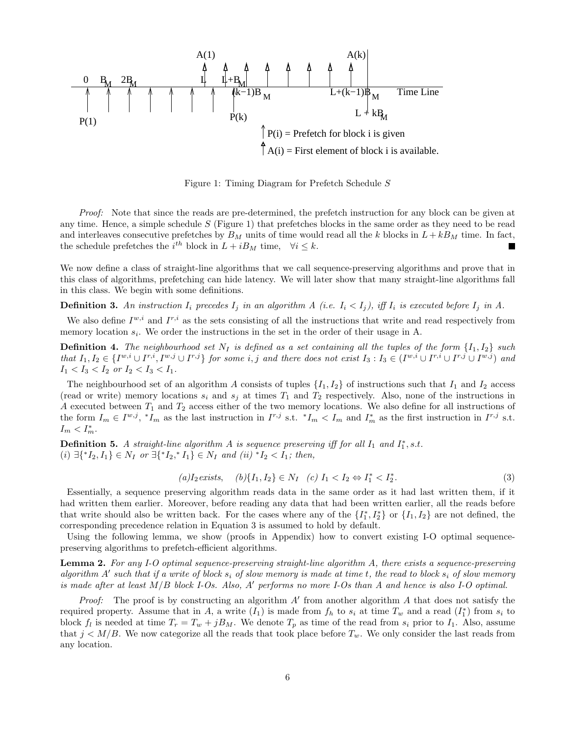Figure 1: Timing Diagram for Prefetch Schedule $S$

*Proof:* Note that since the reads are pre-determined, the prefetch instruction for any block can be given at any time. Hence, a simple schedule $S$ (Figure 1) that prefetches blocks in the same order as they need to be read and interleaves consecutive prefetches by $B_M$ units of time would read all the $k$ blocks in $L + kB_M$ time. In fact, the schedule prefetches the $i^{th}$ block in $L + iB_M$ time, $\forall i \leq k$. ∎

We now define a class of straight-line algorithms that we call sequence-preserving algorithms and prove that in this class of algorithms, prefetching can hide latency. We will later show that many straight-line algorithms fall in this class. We begin with some definitions.

**Definition 3.** *An instruction $I_i$ precedes $I_j$ in an algorithm $A$ (i.e. $I_i < I_j$), iff $I_i$ is executed before $I_j$ in $A$.*

We also define $I^{w,i}$ and $I^{r,i}$ as the sets consisting of all the instructions that write and read respectively from memory location $s_i$. We order the instructions in the set in the order of their usage in A.

**Definition 4.** *The neighbourhood set $N_I$ is defined as a set containing all the tuples of the form $\{I_1, I_2\}$ such that $I_1, I_2 \in \{I^{w,i} \cup I^{r,i}, I^{w,j} \cup I^{r,j}\}$ for some $i, j$ and there does not exist $I_3 : I_3 \in (I^{w,i} \cup I^{r,i} \cup I^{r,j} \cup I^{w,j})$ and $I_1 < I_3 < I_2$ or $I_2 < I_3 < I_1$.*

The neighbourhood set of an algorithm $A$ consists of tuples $\{I_1, I_2\}$ of instructions such that $I_1$ and $I_2$ access (read or write) memory locations $s_i$ and $s_j$ at times $T_1$ and $T_2$ respectively. Also, none of the instructions in $A$ executed between $T_1$ and $T_2$ access either of the two memory locations. We also define for all instructions of the form $I_m \in I^{w,j}$, ${}^*I_m$ as the last instruction in $I^{r,j}$ s.t. ${}^*I_m < I_m$ and $I_m^*$ as the first instruction in $I^{r,j}$ s.t. $I_m < I_m^*$.

**Definition 5.** *A straight-line algorithm $A$ is sequence preserving iff for all $I_1$ and $I_1^*$, s.t.*
*(i) $\exists\{{}^*I_2, I_1\} \in N_I$ or $\exists\{{}^*I_2, {}^*I_1\} \in N_I$ and (ii) ${}^*I_2 < I_1$; then,*

$$(a) I_2 \, exists, \quad (b)\{I_1, I_2\} \in N_I \quad (c) \; I_1 < I_2 \Leftrightarrow I_1^* < I_2^*. \tag{3}$$

Essentially, a sequence preserving algorithm reads data in the same order as it had last written them, if it had written them earlier. Moreover, before reading any data that had been written earlier, all the reads before that write should also be written back. For the cases where any of the $\{I_1^*, I_2^*\}$ or $\{I_1, I_2\}$ are not defined, the corresponding precedence relation in Equation 3 is assumed to hold by default.

Using the following lemma, we show (proofs in Appendix) how to convert existing I-O optimal sequence-preserving algorithms to prefetch-efficient algorithms.

**Lemma 2.** *For any I-O optimal sequence-preserving straight-line algorithm $A$, there exists a sequence-preserving algorithm $A'$ such that if a write of block $s_i$ of slow memory is made at time $t$, the read to block $s_i$ of slow memory is made after at least $M/B$ block I-Os. Also, $A'$ performs no more I-Os than $A$ and hence is also I-O optimal.*

*Proof:* The proof is by constructing an algorithm $A'$ from another algorithm $A$ that does not satisfy the required property. Assume that in $A$, a write ($I_1$) is made from $f_h$ to $s_i$ at time $T_w$ and a read ($I_1^*$) from $s_i$ to block $f_l$ is needed at time $T_r = T_w + jB_M$. We denote $T_p$ as time of the read from $s_i$ prior to $I_1$. Also, assume that $j < M/B$. We now categorize all the reads that took place before $T_w$. We only consider the last reads from any location.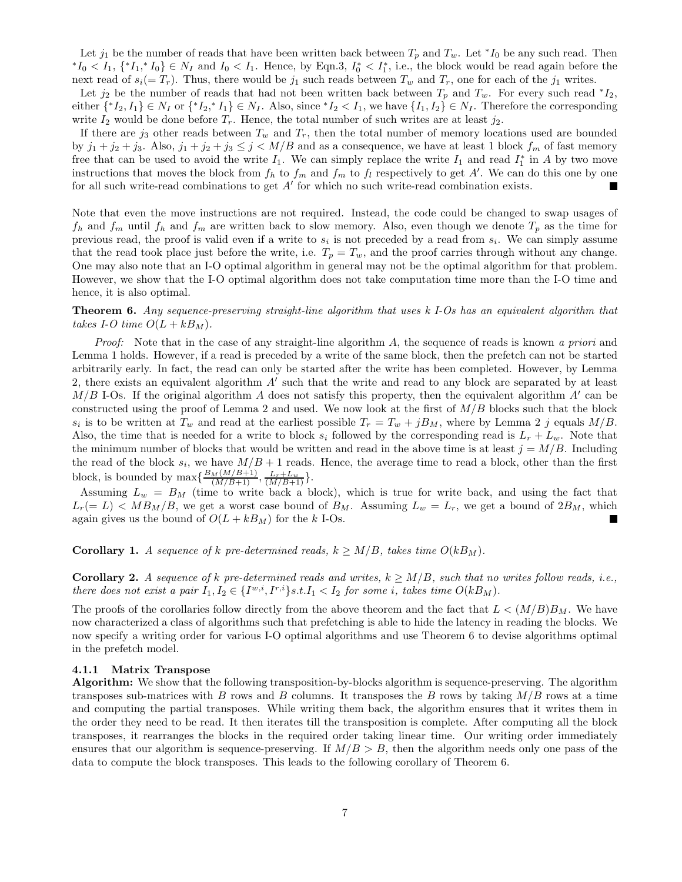Let $j_1$ be the number of reads that have been written back between $T_p$ and $T_w$. Let ${}^*I_0$ be any such read. Then ${}^*I_0 < I_1$, $\{{}^*I_1, {}^*I_0\} \in N_I$ and $I_0 < I_1$. Hence, by Eqn.3, $I_0^* < I_1^*$, i.e., the block would be read again before the next read of $s_i (= T_r)$. Thus, there would be $j_1$ such reads between $T_w$ and $T_r$, one for each of the $j_1$ writes.

Let $j_2$ be the number of reads that had not been written back between $T_p$ and $T_w$. For every such read ${}^*I_2$, either $\{{}^*I_2, I_1\} \in N_I$ or $\{{}^*I_2, {}^*I_1\} \in N_I$. Also, since ${}^*I_2 < I_1$, we have $\{I_1, I_2\} \in N_I$. Therefore the corresponding write $I_2$ would be done before $T_r$. Hence, the total number of such writes are at least $j_2$.

If there are $j_3$ other reads between $T_w$ and $T_r$, then the total number of memory locations used are bounded by $j_1 + j_2 + j_3$. Also, $j_1 + j_2 + j_3 \leq j < M/B$ and as a consequence, we have at least 1 block $f_m$ of fast memory free that can be used to avoid the write $I_1$. We can simply replace the write $I_1$ and read $I_1^*$ in $A$ by two move instructions that moves the block from $f_h$ to $f_m$ and $f_m$ to $f_l$ respectively to get $A'$. We can do this one by one for all such write-read combinations to get $A'$ for which no such write-read combination exists. ■

Note that even the move instructions are not required. Instead, the code could be changed to swap usages of $f_h$ and $f_m$ until $f_h$ and $f_m$ are written back to slow memory. Also, even though we denote $T_p$ as the time for previous read, the proof is valid even if a write to $s_i$ is not preceded by a read from $s_i$. We can simply assume that the read took place just before the write, i.e. $T_p = T_w$, and the proof carries through without any change. One may also note that an I-O optimal algorithm in general may not be the optimal algorithm for that problem. However, we show that the I-O optimal algorithm does not take computation time more than the I-O time and hence, it is also optimal.

**Theorem 6.** *Any sequence-preserving straight-line algorithm that uses $k$ I-Os has an equivalent algorithm that takes I-O time $O(L + kB_M)$.*

*Proof:* Note that in the case of any straight-line algorithm $A$, the sequence of reads is known *a priori* and Lemma 1 holds. However, if a read is preceded by a write of the same block, then the prefetch can not be started arbitrarily early. In fact, the read can only be started after the write has been completed. However, by Lemma 2, there exists an equivalent algorithm $A'$ such that the write and read to any block are separated by at least $M/B$ I-Os. If the original algorithm $A$ does not satisfy this property, then the equivalent algorithm $A'$ can be constructed using the proof of Lemma 2 and used. We now look at the first of $M/B$ blocks such that the block $s_i$ is to be written at $T_w$ and read at the earliest possible $T_r = T_w + jB_M$, where by Lemma 2 $j$ equals $M/B$. Also, the time that is needed for a write to block $s_i$ followed by the corresponding read is $L_r + L_w$. Note that the minimum number of blocks that would be written and read in the above time is at least $j = M/B$. Including the read of the block $s_i$, we have $M/B + 1$ reads. Hence, the average time to read a block, other than the first block, is bounded by $\max\{\frac{B_M(M/B+1)}{(M/B+1)}, \frac{L_r+L_w}{(M/B+1)}\}$.

Assuming $L_w = B_M$ (time to write back a block), which is true for write back, and using the fact that $L_r (= L) < MB_M/B$, we get a worst case bound of $B_M$. Assuming $L_w = L_r$, we get a bound of $2B_M$, which again gives us the bound of $O(L + kB_M)$ for the $k$ I-Os. ■

**Corollary 1.** *A sequence of $k$ pre-determined reads, $k \geq M/B$, takes time $O(kB_M)$.*

**Corollary 2.** *A sequence of $k$ pre-determined reads and writes, $k \geq M/B$, such that no writes follow reads, i.e., there does not exist a pair $I_1, I_2 \in \{I^{w,i}, I^{r,i}\}$ s.t. $I_1 < I_2$ for some $i$, takes time $O(kB_M)$.*

The proofs of the corollaries follow directly from the above theorem and the fact that $L < (M/B)B_M$. We have now characterized a class of algorithms such that prefetching is able to hide the latency in reading the blocks. We now specify a writing order for various I-O optimal algorithms and use Theorem 6 to devise algorithms optimal in the prefetch model.

#### 4.1.1 Matrix Transpose

**Algorithm:** We show that the following transposition-by-blocks algorithm is sequence-preserving. The algorithm transposes sub-matrices with $B$ rows and $B$ columns. It transposes the $B$ rows by taking $M/B$ rows at a time and computing the partial transposes. While writing them back, the algorithm ensures that it writes them in the order they need to be read. It then iterates till the transposition is complete. After computing all the block transposes, it rearranges the blocks in the required order taking linear time. Our writing order immediately ensures that our algorithm is sequence-preserving. If $M/B > B$, then the algorithm needs only one pass of the data to compute the block transposes. This leads to the following corollary of Theorem 6.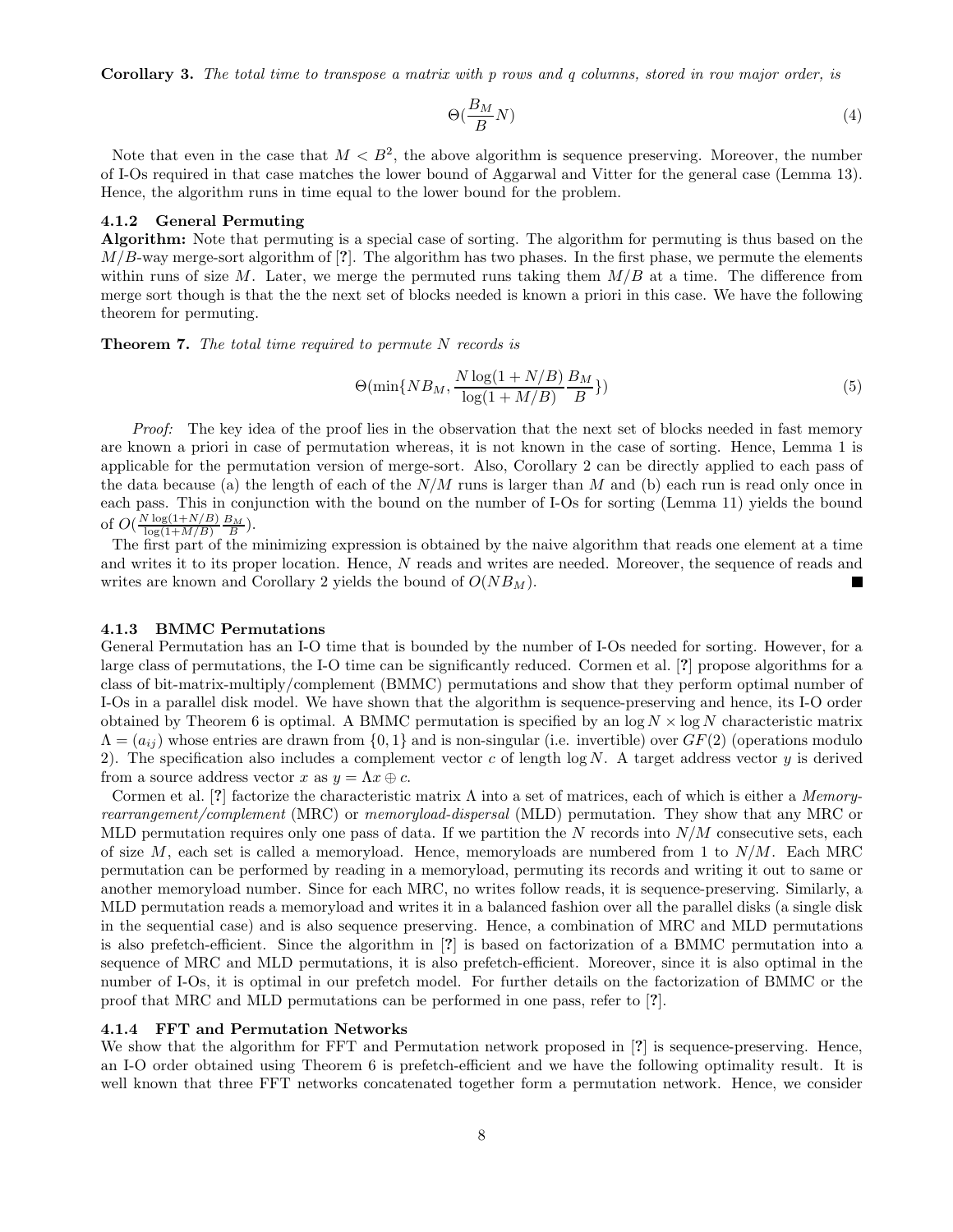**Corollary 3.** *The total time to transpose a matrix with p rows and q columns, stored in row major order, is*

$$\Theta(\frac{B_M}{B}N) \tag{4}$$

Note that even in the case that $M < B^2$, the above algorithm is sequence preserving. Moreover, the number of I-Os required in that case matches the lower bound of Aggarwal and Vitter for the general case (Lemma 13). Hence, the algorithm runs in time equal to the lower bound for the problem.

#### 4.1.2 General Permuting

**Algorithm:** Note that permuting is a special case of sorting. The algorithm for permuting is thus based on the $M/B$-way merge-sort algorithm of [?]. The algorithm has two phases. In the first phase, we permute the elements within runs of size $M$. Later, we merge the permuted runs taking them $M/B$ at a time. The difference from merge sort though is that the the next set of blocks needed is known a priori in this case. We have the following theorem for permuting.

**Theorem 7.** *The total time required to permute N records is*

$$\Theta(\min\{NB_M, \frac{N\log(1+N/B)}{\log(1+M/B)}\frac{B_M}{B}\}) \tag{5}$$

*Proof:* The key idea of the proof lies in the observation that the next set of blocks needed in fast memory are known a priori in case of permutation whereas, it is not known in the case of sorting. Hence, Lemma 1 is applicable for the permutation version of merge-sort. Also, Corollary 2 can be directly applied to each pass of the data because (a) the length of each of the $N/M$ runs is larger than $M$ and (b) each run is read only once in each pass. This in conjunction with the bound on the number of I-Os for sorting (Lemma 11) yields the bound of $O(\frac{N\log(1+N/B)}{\log(1+M/B)}\frac{B_M}{B})$.

The first part of the minimizing expression is obtained by the naive algorithm that reads one element at a time and writes it to its proper location. Hence, $N$ reads and writes are needed. Moreover, the sequence of reads and writes are known and Corollary 2 yields the bound of $O(NB_M)$. ∎

#### 4.1.3 BMMC Permutations

General Permutation has an I-O time that is bounded by the number of I-Os needed for sorting. However, for a large class of permutations, the I-O time can be significantly reduced. Cormen et al. [?] propose algorithms for a class of bit-matrix-multiply/complement (BMMC) permutations and show that they perform optimal number of I-Os in a parallel disk model. We have shown that the algorithm is sequence-preserving and hence, its I-O order obtained by Theorem 6 is optimal. A BMMC permutation is specified by an $\log N \times \log N$ characteristic matrix $\Lambda = (a_{ij})$ whose entries are drawn from $\{0, 1\}$ and is non-singular (i.e. invertible) over $GF(2)$ (operations modulo 2). The specification also includes a complement vector $c$ of length $\log N$. A target address vector $y$ is derived from a source address vector $x$ as $y = \Lambda x \oplus c$.

Cormen et al. [?] factorize the characteristic matrix $\Lambda$ into a set of matrices, each of which is either a *Memory-rearrangement/complement* (MRC) or *memoryload-dispersal* (MLD) permutation. They show that any MRC or MLD permutation requires only one pass of data. If we partition the $N$ records into $N/M$ consecutive sets, each of size $M$, each set is called a memoryload. Hence, memoryloads are numbered from 1 to $N/M$. Each MRC permutation can be performed by reading in a memoryload, permuting its records and writing it out to same or another memoryload number. Since for each MRC, no writes follow reads, it is sequence-preserving. Similarly, a MLD permutation reads a memoryload and writes it in a balanced fashion over all the parallel disks (a single disk in the sequential case) and is also sequence preserving. Hence, a combination of MRC and MLD permutations is also prefetch-efficient. Since the algorithm in [?] is based on factorization of a BMMC permutation into a sequence of MRC and MLD permutations, it is also prefetch-efficient. Moreover, since it is also optimal in the number of I-Os, it is optimal in our prefetch model. For further details on the factorization of BMMC or the proof that MRC and MLD permutations can be performed in one pass, refer to [?].

#### 4.1.4 FFT and Permutation Networks

We show that the algorithm for FFT and Permutation network proposed in [?] is sequence-preserving. Hence, an I-O order obtained using Theorem 6 is prefetch-efficient and we have the following optimality result. It is well known that three FFT networks concatenated together form a permutation network. Hence, we consider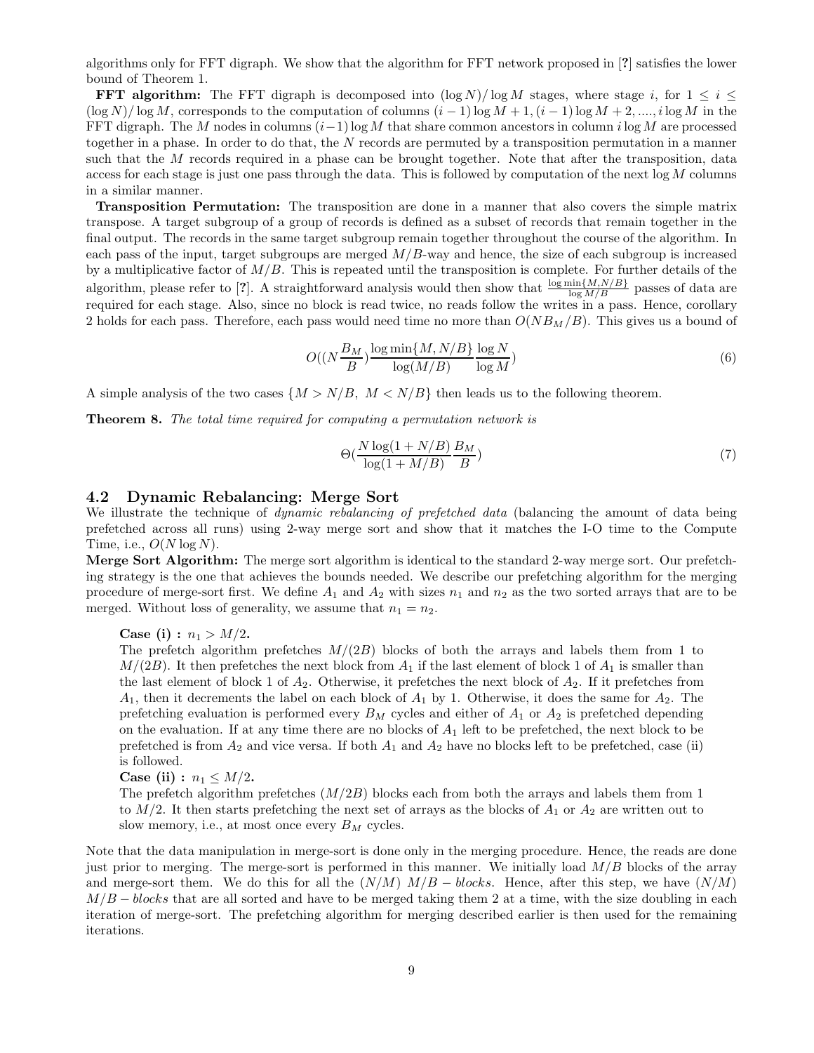algorithms only for FFT digraph. We show that the algorithm for FFT network proposed in [?] satisfies the lower bound of Theorem 1.

**FFT algorithm:** The FFT digraph is decomposed into $(\log N)/\log M$ stages, where stage $i$, for $1 \leq i \leq (\log N)/\log M$, corresponds to the computation of columns $(i-1)\log M + 1, (i-1)\log M + 2, ...., i \log M$ in the FFT digraph. The $M$ nodes in columns $(i-1)\log M$ that share common ancestors in column $i \log M$ are processed together in a phase. In order to do that, the $N$ records are permuted by a transposition permutation in a manner such that the $M$ records required in a phase can be brought together. Note that after the transposition, data access for each stage is just one pass through the data. This is followed by computation of the next $\log M$ columns in a similar manner.

**Transposition Permutation:** The transposition are done in a manner that also covers the simple matrix transpose. A target subgroup of a group of records is defined as a subset of records that remain together in the final output. The records in the same target subgroup remain together throughout the course of the algorithm. In each pass of the input, target subgroups are merged $M/B$-way and hence, the size of each subgroup is increased by a multiplicative factor of $M/B$. This is repeated until the transposition is complete. For further details of the algorithm, please refer to [?]. A straightforward analysis would then show that $\frac{\log \min\{M, N/B\}}{\log M/B}$ passes of data are required for each stage. Also, since no block is read twice, no reads follow the writes in a pass. Hence, corollary 2 holds for each pass. Therefore, each pass would need time no more than $O(NB_M/B)$. This gives us a bound of

$$O((N\frac{B_M}{B})\frac{\log \min\{M, N/B\}}{\log(M/B)}\frac{\log N}{\log M}) \tag{6}$$

A simple analysis of the two cases $\{M > N/B,\ M < N/B\}$ then leads us to the following theorem.

**Theorem 8.** *The total time required for computing a permutation network is*

$$\Theta(\frac{N\log(1+N/B)}{\log(1+M/B)}\frac{B_M}{B}) \tag{7}$$

### 4.2 Dynamic Rebalancing: Merge Sort

We illustrate the technique of *dynamic rebalancing of prefetched data* (balancing the amount of data being prefetched across all runs) using 2-way merge sort and show that it matches the I-O time to the Compute Time, i.e., $O(N \log N)$.

**Merge Sort Algorithm:** The merge sort algorithm is identical to the standard 2-way merge sort. Our prefetching strategy is the one that achieves the bounds needed. We describe our prefetching algorithm for the merging procedure of merge-sort first. We define $A_1$ and $A_2$ with sizes $n_1$ and $n_2$ as the two sorted arrays that are to be merged. Without loss of generality, we assume that $n_1 = n_2$.

**Case (i) :** $n_1 > M/2$.
The prefetch algorithm prefetches $M/(2B)$ blocks of both the arrays and labels them from 1 to $M/(2B)$. It then prefetches the next block from $A_1$ if the last element of block 1 of $A_1$ is smaller than the last element of block 1 of $A_2$. Otherwise, it prefetches the next block of $A_2$. If it prefetches from $A_1$, then it decrements the label on each block of $A_1$ by 1. Otherwise, it does the same for $A_2$. The prefetching evaluation is performed every $B_M$ cycles and either of $A_1$ or $A_2$ is prefetched depending on the evaluation. If at any time there are no blocks of $A_1$ left to be prefetched, the next block to be prefetched is from $A_2$ and vice versa. If both $A_1$ and $A_2$ have no blocks left to be prefetched, case (ii) is followed.

**Case (ii) :** $n_1 \leq M/2$.
The prefetch algorithm prefetches $(M/2B)$ blocks each from both the arrays and labels them from 1 to $M/2$. It then starts prefetching the next set of arrays as the blocks of $A_1$ or $A_2$ are written out to slow memory, i.e., at most once every $B_M$ cycles.

Note that the data manipulation in merge-sort is done only in the merging procedure. Hence, the reads are done just prior to merging. The merge-sort is performed in this manner. We initially load $M/B$ blocks of the array and merge-sort them. We do this for all the $(N/M)$ $M/B-blocks$. Hence, after this step, we have $(N/M)$ $M/B-blocks$ that are all sorted and have to be merged taking them 2 at a time, with the size doubling in each iteration of merge-sort. The prefetching algorithm for merging described earlier is then used for the remaining iterations.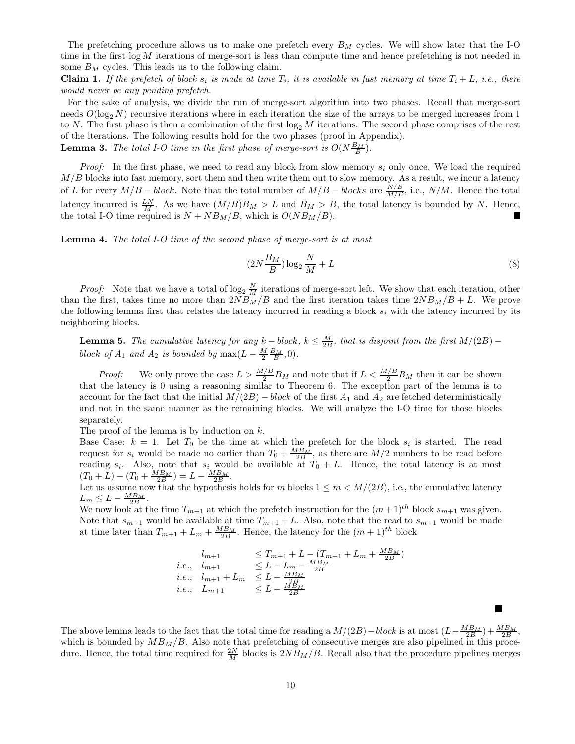The prefetching procedure allows us to make one prefetch every $B_M$ cycles. We will show later that the I-O time in the first $\log M$ iterations of merge-sort is less than compute time and hence prefetching is not needed in some $B_M$ cycles. This leads us to the following claim.

**Claim 1.** *If the prefetch of block $s_i$ is made at time $T_i$, it is available in fast memory at time $T_i + L$, i.e., there would never be any pending prefetch.*

For the sake of analysis, we divide the run of merge-sort algorithm into two phases. Recall that merge-sort needs $O(\log_2 N)$ recursive iterations where in each iteration the size of the arrays to be merged increases from 1 to $N$. The first phase is then a combination of the first $\log_2 M$ iterations. The second phase comprises of the rest of the iterations. The following results hold for the two phases (proof in Appendix).

**Lemma 3.** *The total I-O time in the first phase of merge-sort is $O(N\frac{B_M}{B})$.*

*Proof:* In the first phase, we need to read any block from slow memory $s_i$ only once. We load the required $M/B$ blocks into fast memory, sort them and then write them out to slow memory. As a result, we incur a latency of $L$ for every $M/B - block$. Note that the total number of $M/B - blocks$ are $\frac{N/B}{M/B}$, i.e., $N/M$. Hence the total latency incurred is $\frac{LN}{M}$. As we have $(M/B)B_M > L$ and $B_M > B$, the total latency is bounded by $N$. Hence, the total I-O time required is $N + NB_M/B$, which is $O(NB_M/B)$. ∎

**Lemma 4.** *The total I-O time of the second phase of merge-sort is at most*

$$(2N\frac{B_M}{B})\log_2 \frac{N}{M} + L \tag{8}$$

*Proof:* Note that we have a total of $\log_2 \frac{N}{M}$ iterations of merge-sort left. We show that each iteration, other than the first, takes time no more than $2NB_M/B$ and the first iteration takes time $2NB_M/B + L$. We prove the following lemma first that relates the latency incurred in reading a block $s_i$ with the latency incurred by its neighboring blocks.

**Lemma 5.** *The cumulative latency for any $k - block$, $k \le \frac{M}{2B}$, that is disjoint from the first $M/(2B) - block$ of $A_1$ and $A_2$ is bounded by $\max(L - \frac{M}{2}\frac{B_M}{B}, 0)$.*

*Proof:* We only prove the case $L > \frac{M/B}{2}B_M$ and note that if $L < \frac{M/B}{2}B_M$ then it can be shown that the latency is 0 using a reasoning similar to Theorem 6. The exception part of the lemma is to account for the fact that the initial $M/(2B) - block$ of the first $A_1$ and $A_2$ are fetched deterministically and not in the same manner as the remaining blocks. We will analyze the I-O time for those blocks separately.

The proof of the lemma is by induction on $k$.

Base Case: $k = 1$. Let $T_0$ be the time at which the prefetch for the block $s_i$ is started. The read request for $s_i$ would be made no earlier than $T_0 + \frac{MB_M}{2B}$, as there are $M/2$ numbers to be read before reading $s_i$. Also, note that $s_i$ would be available at $T_0 + L$. Hence, the total latency is at most $(T_0 + L) - (T_0 + \frac{MB_M}{2B}) = L - \frac{MB_M}{2B}$.

Let us assume now that the hypothesis holds for $m$ blocks $1 \le m < M/(2B)$, i.e., the cumulative latency $L_m \le L - \frac{MB_M}{2B}$.

We now look at the time $T_{m+1}$ at which the prefetch instruction for the $(m+1)^{th}$ block $s_{m+1}$ was given. Note that $s_{m+1}$ would be available at time $T_{m+1} + L$. Also, note that the read to $s_{m+1}$ would be made at time later than $T_{m+1} + L_m + \frac{MB_M}{2B}$. Hence, the latency for the $(m+1)^{th}$ block

$$\begin{aligned}
& l_{m+1} && \le T_{m+1} + L - (T_{m+1} + L_m + \tfrac{MB_M}{2B}) \\
i.e.,\ & l_{m+1} && \le L - L_m - \tfrac{MB_M}{2B} \\
i.e.,\ & l_{m+1} + L_m && \le L - \tfrac{MB_M}{2B} \\
i.e.,\ & L_{m+1} && \le L - \tfrac{MB_M}{2B}
\end{aligned}$$

∎

The above lemma leads to the fact that the total time for reading a $M/(2B) - block$ is at most $(L - \frac{MB_M}{2B}) + \frac{MB_M}{2B}$, which is bounded by $MB_M/B$. Also note that prefetching of consecutive merges are also pipelined in this procedure. Hence, the total time required for $\frac{2N}{M}$ blocks is $2NB_M/B$. Recall also that the procedure pipelines merges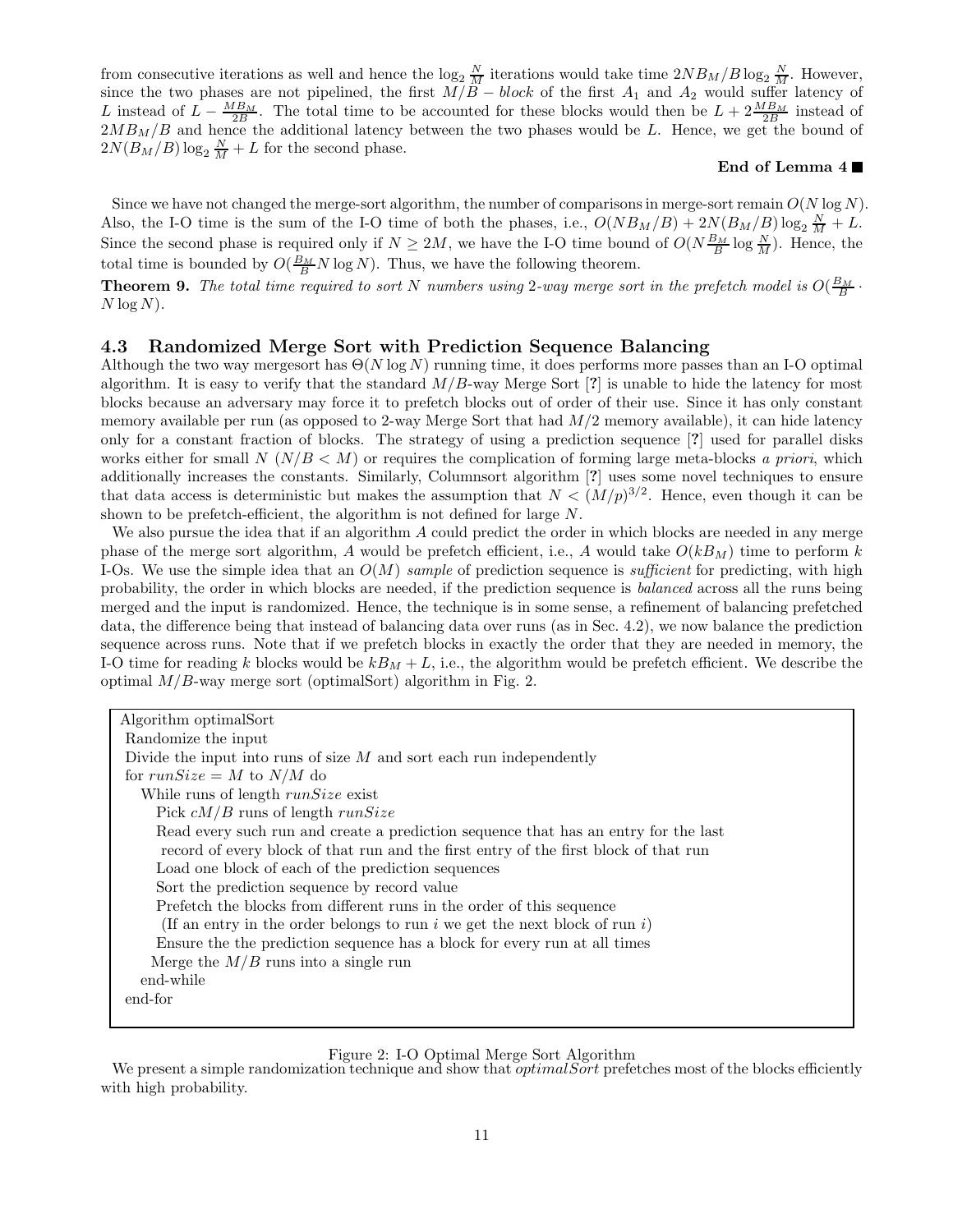from consecutive iterations as well and hence the $\log_2 \frac{N}{M}$ iterations would take time $2NB_M/B \log_2 \frac{N}{M}$. However, since the two phases are not pipelined, the first $M/B - block$ of the first $A_1$ and $A_2$ would suffer latency of $L$ instead of $L - \frac{MB_M}{2B}$. The total time to be accounted for these blocks would then be $L + 2\frac{MB_M}{2B}$ instead of $2MB_M/B$ and hence the additional latency between the two phases would be $L$. Hence, we get the bound of $2N(B_M/B)\log_2 \frac{N}{M} + L$ for the second phase.

**End of Lemma 4** ■

Since we have not changed the merge-sort algorithm, the number of comparisons in merge-sort remain $O(N \log N)$. Also, the I-O time is the sum of the I-O time of both the phases, i.e., $O(NB_M/B) + 2N(B_M/B)\log_2 \frac{N}{M} + L$. Since the second phase is required only if $N \geq 2M$, we have the I-O time bound of $O(N\frac{B_M}{B} \log \frac{N}{M})$. Hence, the total time is bounded by $O(\frac{B_M}{B} N \log N)$. Thus, we have the following theorem.

**Theorem 9.** *The total time required to sort $N$ numbers using 2-way merge sort in the prefetch model is $O(\frac{B_M}{B} \cdot N \log N)$.*

### 4.3 Randomized Merge Sort with Prediction Sequence Balancing

Although the two way mergesort has $\Theta(N \log N)$ running time, it does performs more passes than an I-O optimal algorithm. It is easy to verify that the standard $M/B$-way Merge Sort [?] is unable to hide the latency for most blocks because an adversary may force it to prefetch blocks out of order of their use. Since it has only constant memory available per run (as opposed to 2-way Merge Sort that had $M/2$ memory available), it can hide latency only for a constant fraction of blocks. The strategy of using a prediction sequence [?] used for parallel disks works either for small $N$ ($N/B < M$) or requires the complication of forming large meta-blocks *a priori*, which additionally increases the constants. Similarly, Columnsort algorithm [?] uses some novel techniques to ensure that data access is deterministic but makes the assumption that $N < (M/p)^{3/2}$. Hence, even though it can be shown to be prefetch-efficient, the algorithm is not defined for large $N$.

We also pursue the idea that if an algorithm $A$ could predict the order in which blocks are needed in any merge phase of the merge sort algorithm, $A$ would be prefetch efficient, i.e., $A$ would take $O(kB_M)$ time to perform $k$ I-Os. We use the simple idea that an $O(M)$ *sample* of prediction sequence is *sufficient* for predicting, with high probability, the order in which blocks are needed, if the prediction sequence is *balanced* across all the runs being merged and the input is randomized. Hence, the technique is in some sense, a refinement of balancing prefetched data, the difference being that instead of balancing data over runs (as in Sec. 4.2), we now balance the prediction sequence across runs. Note that if we prefetch blocks in exactly the order that they are needed in memory, the I-O time for reading $k$ blocks would be $kB_M + L$, i.e., the algorithm would be prefetch efficient. We describe the optimal $M/B$-way merge sort (optimalSort) algorithm in Fig. 2.

```
Algorithm optimalSort
 Randomize the input
 Divide the input into runs of size M and sort each run independently
 for runSize = M to N/M do
    While runs of length runSize exist
       Pick cM/B runs of length runSize
       Read every such run and create a prediction sequence that has an entry for the last
        record of every block of that run and the first entry of the first block of that run
       Load one block of each of the prediction sequences
       Sort the prediction sequence by record value
       Prefetch the blocks from different runs in the order of this sequence
        (If an entry in the order belongs to run i we get the next block of run i)
       Ensure the the prediction sequence has a block for every run at all times
      Merge the M/B runs into a single run
    end-while
 end-for
```

Figure 2: I-O Optimal Merge Sort Algorithm

We present a simple randomization technique and show that *optimalSort* prefetches most of the blocks efficiently with high probability.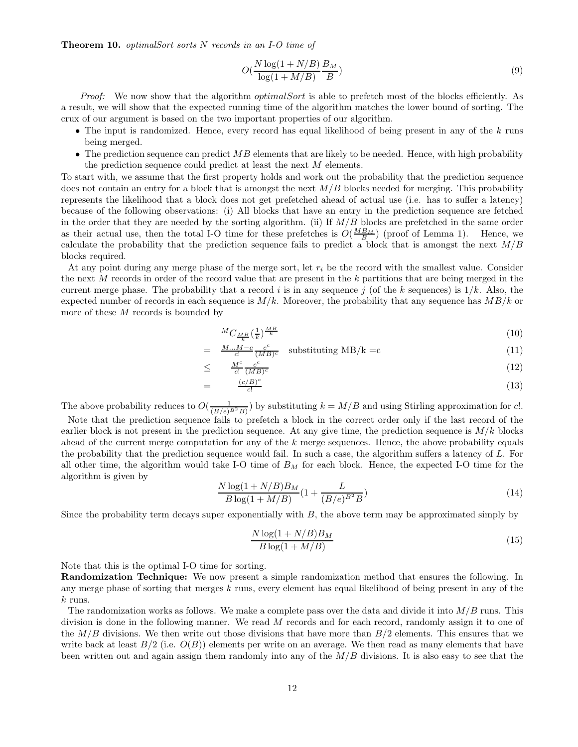**Theorem 10.** *optimalSort sorts N records in an I-O time of*

$$O(\frac{N\log(1+N/B)}{\log(1+M/B)}\frac{B_M}{B}) \tag{9}$$

*Proof:* We now show that the algorithm *optimalSort* is able to prefetch most of the blocks efficiently. As a result, we will show that the expected running time of the algorithm matches the lower bound of sorting. The crux of our argument is based on the two important properties of our algorithm.

- The input is randomized. Hence, every record has equal likelihood of being present in any of the $k$ runs being merged.
- The prediction sequence can predict $MB$ elements that are likely to be needed. Hence, with high probability the prediction sequence could predict at least the next $M$ elements.

To start with, we assume that the first property holds and work out the probability that the prediction sequence does not contain an entry for a block that is amongst the next $M/B$ blocks needed for merging. This probability represents the likelihood that a block does not get prefetched ahead of actual use (i.e. has to suffer a latency) because of the following observations: (i) All blocks that have an entry in the prediction sequence are fetched in the order that they are needed by the sorting algorithm. (ii) If $M/B$ blocks are prefetched in the same order as their actual use, then the total I-O time for these prefetches is $O(\frac{MB_M}{B})$ (proof of Lemma 1). Hence, we calculate the probability that the prediction sequence fails to predict a block that is amongst the next $M/B$ blocks required.

At any point during any merge phase of the merge sort, let $r_i$ be the record with the smallest value. Consider the next $M$ records in order of the record value that are present in the $k$ partitions that are being merged in the current merge phase. The probability that a record $i$ is in any sequence $j$ (of the $k$ sequences) is $1/k$. Also, the expected number of records in each sequence is $M/k$. Moreover, the probability that any sequence has $MB/k$ or more of these $M$ records is bounded by

$$^{M}C_{\frac{MB}{k}}(\frac{1}{k})^{\frac{MB}{k}} \tag{10}$$

$$= \quad \frac{M...M-c}{c!}\frac{c^c}{(MB)^c} \quad \text{substituting MB/k =c} \tag{11}$$

$$\leq \quad \frac{M^c}{c!}\frac{c^c}{(MB)^c} \tag{12}$$

$$= \quad \frac{(c/B)^c}{c!} \tag{13}$$

The above probability reduces to $O(\frac{1}{(B/e)^{B^2}B})$ by substituting $k = M/B$ and using Stirling approximation for $c!$.

Note that the prediction sequence fails to prefetch a block in the correct order only if the last record of the earlier block is not present in the prediction sequence. At any give time, the prediction sequence is $M/k$ blocks ahead of the current merge computation for any of the $k$ merge sequences. Hence, the above probability equals the probability that the prediction sequence would fail. In such a case, the algorithm suffers a latency of $L$. For all other time, the algorithm would take I-O time of $B_M$ for each block. Hence, the expected I-O time for the algorithm is given by

$$\frac{N\log(1+N/B)B_M}{B\log(1+M/B)}(1+\frac{L}{(B/e)^{B^2}B}) \tag{14}$$

Since the probability term decays super exponentially with $B$, the above term may be approximated simply by

$$\frac{N\log(1+N/B)B_M}{B\log(1+M/B)} \tag{15}$$

Note that this is the optimal I-O time for sorting.

**Randomization Technique:** We now present a simple randomization method that ensures the following. In any merge phase of sorting that merges $k$ runs, every element has equal likelihood of being present in any of the $k$ runs.

The randomization works as follows. We make a complete pass over the data and divide it into $M/B$ runs. This division is done in the following manner. We read $M$ records and for each record, randomly assign it to one of the $M/B$ divisions. We then write out those divisions that have more than $B/2$ elements. This ensures that we write back at least $B/2$ (i.e. $O(B)$) elements per write on an average. We then read as many elements that have been written out and again assign them randomly into any of the $M/B$ divisions. It is also easy to see that the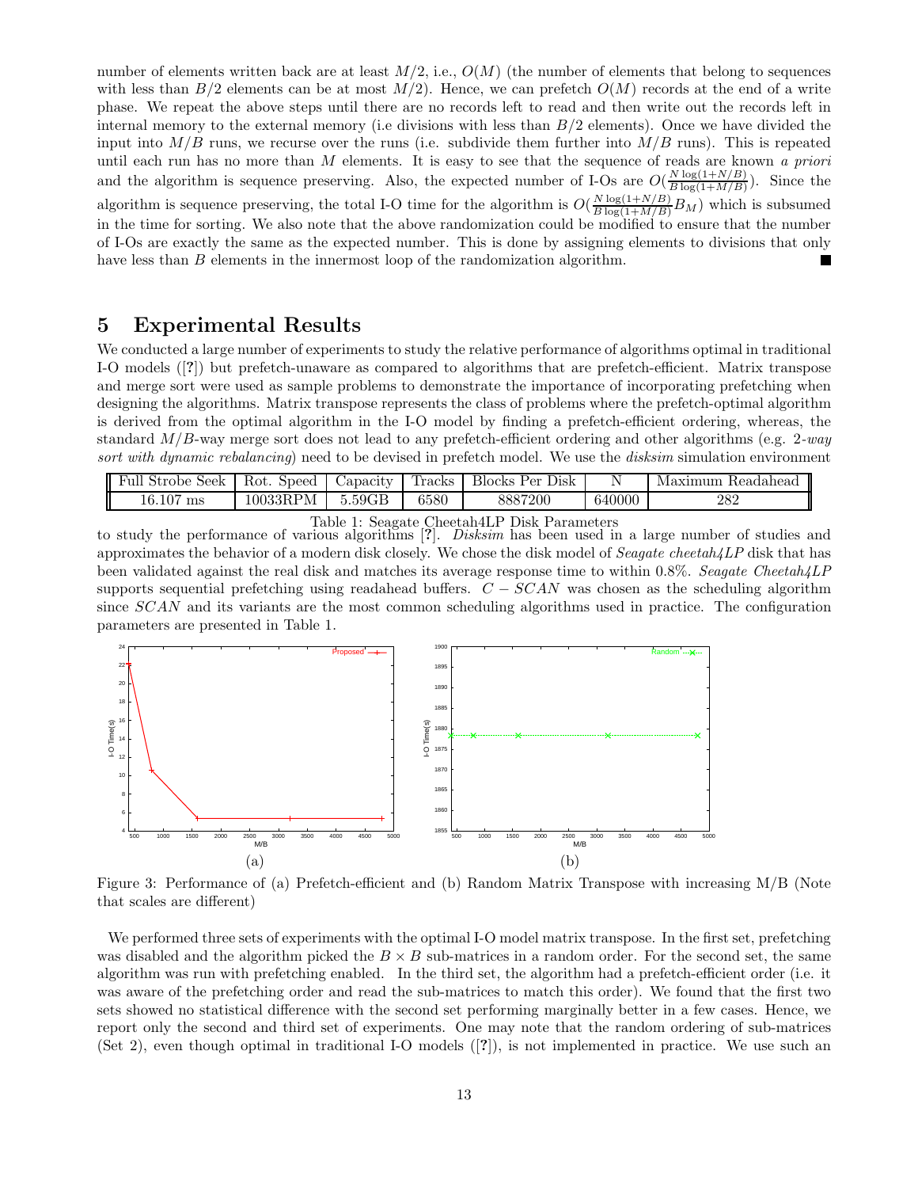number of elements written back are at least $M/2$, i.e., $O(M)$ (the number of elements that belong to sequences with less than $B/2$ elements can be at most $M/2$). Hence, we can prefetch $O(M)$ records at the end of a write phase. We repeat the above steps until there are no records left to read and then write out the records left in internal memory to the external memory (i.e divisions with less than $B/2$ elements). Once we have divided the input into $M/B$ runs, we recurse over the runs (i.e. subdivide them further into $M/B$ runs). This is repeated until each run has no more than $M$ elements. It is easy to see that the sequence of reads are known *a priori* and the algorithm is sequence preserving. Also, the expected number of I-Os are $O(\frac{N \log(1+N/B)}{B \log(1+M/B)})$. Since the algorithm is sequence preserving, the total I-O time for the algorithm is $O(\frac{N \log(1+N/B)}{B \log(1+M/B)} B_M)$ which is subsumed in the time for sorting. We also note that the above randomization could be modified to ensure that the number of I-Os are exactly the same as the expected number. This is done by assigning elements to divisions that only have less than $B$ elements in the innermost loop of the randomization algorithm. ■

## 5 Experimental Results

We conducted a large number of experiments to study the relative performance of algorithms optimal in traditional I-O models ([?]) but prefetch-unaware as compared to algorithms that are prefetch-efficient. Matrix transpose and merge sort were used as sample problems to demonstrate the importance of incorporating prefetching when designing the algorithms. Matrix transpose represents the class of problems where the prefetch-optimal algorithm is derived from the optimal algorithm in the I-O model by finding a prefetch-efficient ordering, whereas, the standard $M/B$-way merge sort does not lead to any prefetch-efficient ordering and other algorithms (e.g. *2-way sort with dynamic rebalancing*) need to be devised in prefetch model. We use the *disksim* simulation environment to study the performance of various algorithms [?]. *Disksim* has been used in a large number of studies and approximates the behavior of a modern disk closely. We chose the disk model of *Seagate cheetah4LP* disk that has been validated against the real disk and matches its average response time to within 0.8%. *Seagate Cheetah4LP* supports sequential prefetching using readahead buffers. $C-SCAN$ was chosen as the scheduling algorithm since $SCAN$ and its variants are the most common scheduling algorithms used in practice. The configuration parameters are presented in Table 1.

| Full Strobe Seek | Rot. Speed | Capacity | Tracks | Blocks Per Disk | N | Maximum Readahead |
|---|---|---|---|---|---|---|
| 16.107 ms | 10033RPM | 5.59GB | 6580 | 8887200 | 640000 | 282 |

Table 1: Seagate Cheetah4LP Disk Parameters

Figure 3: Performance of (a) Prefetch-efficient and (b) Random Matrix Transpose with increasing M/B (Note that scales are different)

We performed three sets of experiments with the optimal I-O model matrix transpose. In the first set, prefetching was disabled and the algorithm picked the $B \times B$ sub-matrices in a random order. For the second set, the same algorithm was run with prefetching enabled. In the third set, the algorithm had a prefetch-efficient order (i.e. it was aware of the prefetching order and read the sub-matrices to match this order). We found that the first two sets showed no statistical difference with the second set performing marginally better in a few cases. Hence, we report only the second and third set of experiments. One may note that the random ordering of sub-matrices (Set 2), even though optimal in traditional I-O models ([?]), is not implemented in practice. We use such an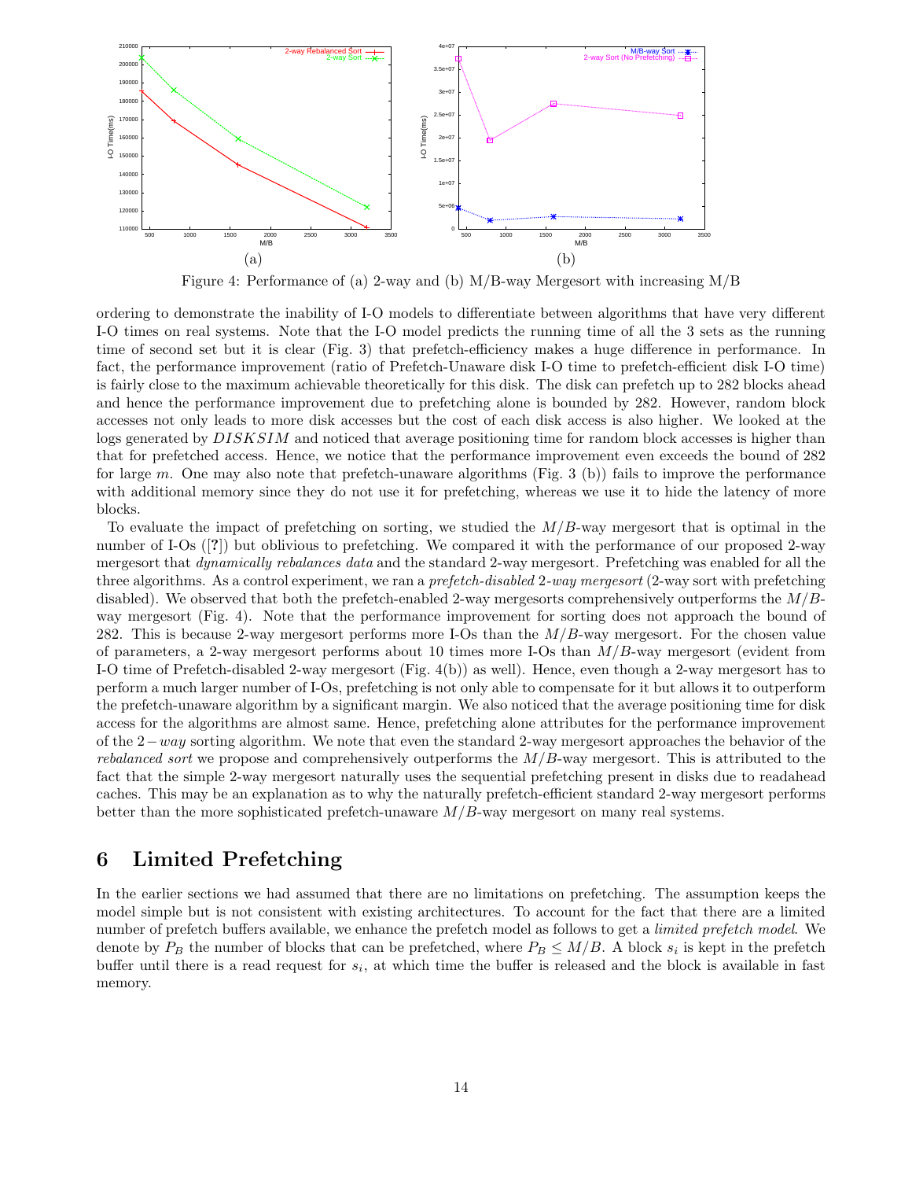Figure 4: Performance of (a) 2-way and (b) M/B-way Mergesort with increasing M/B

ordering to demonstrate the inability of I-O models to differentiate between algorithms that have very different I-O times on real systems. Note that the I-O model predicts the running time of all the 3 sets as the running time of second set but it is clear (Fig. 3) that prefetch-efficiency makes a huge difference in performance. In fact, the performance improvement (ratio of Prefetch-Unaware disk I-O time to prefetch-efficient disk I-O time) is fairly close to the maximum achievable theoretically for this disk. The disk can prefetch up to 282 blocks ahead and hence the performance improvement due to prefetching alone is bounded by 282. However, random block accesses not only leads to more disk accesses but the cost of each disk access is also higher. We looked at the logs generated by $DISKSIM$ and noticed that average positioning time for random block accesses is higher than that for prefetched access. Hence, we notice that the performance improvement even exceeds the bound of 282 for large $m$. One may also note that prefetch-unaware algorithms (Fig. 3 (b)) fails to improve the performance with additional memory since they do not use it for prefetching, whereas we use it to hide the latency of more blocks.

To evaluate the impact of prefetching on sorting, we studied the $M/B$-way mergesort that is optimal in the number of I-Os ([**?**]) but oblivious to prefetching. We compared it with the performance of our proposed 2-way mergesort that *dynamically rebalances data* and the standard 2-way mergesort. Prefetching was enabled for all the three algorithms. As a control experiment, we ran a *prefetch-disabled 2-way mergesort* (2-way sort with prefetching disabled). We observed that both the prefetch-enabled 2-way mergesorts comprehensively outperforms the $M/B$-way mergesort (Fig. 4). Note that the performance improvement for sorting does not approach the bound of 282. This is because 2-way mergesort performs more I-Os than the $M/B$-way mergesort. For the chosen value of parameters, a 2-way mergesort performs about 10 times more I-Os than $M/B$-way mergesort (evident from I-O time of Prefetch-disabled 2-way mergesort (Fig. 4(b)) as well). Hence, even though a 2-way mergesort has to perform a much larger number of I-Os, prefetching is not only able to compensate for it but allows it to outperform the prefetch-unaware algorithm by a significant margin. We also noticed that the average positioning time for disk access for the algorithms are almost same. Hence, prefetching alone attributes for the performance improvement of the $2-way$ sorting algorithm. We note that even the standard 2-way mergesort approaches the behavior of the *rebalanced sort* we propose and comprehensively outperforms the $M/B$-way mergesort. This is attributed to the fact that the simple 2-way mergesort naturally uses the sequential prefetching present in disks due to readahead caches. This may be an explanation as to why the naturally prefetch-efficient standard 2-way mergesort performs better than the more sophisticated prefetch-unaware $M/B$-way mergesort on many real systems.

## 6 Limited Prefetching

In the earlier sections we had assumed that there are no limitations on prefetching. The assumption keeps the model simple but is not consistent with existing architectures. To account for the fact that there are a limited number of prefetch buffers available, we enhance the prefetch model as follows to get a *limited prefetch model*. We denote by $P_B$ the number of blocks that can be prefetched, where $P_B \leq M/B$. A block $s_i$ is kept in the prefetch buffer until there is a read request for $s_i$, at which time the buffer is released and the block is available in fast memory.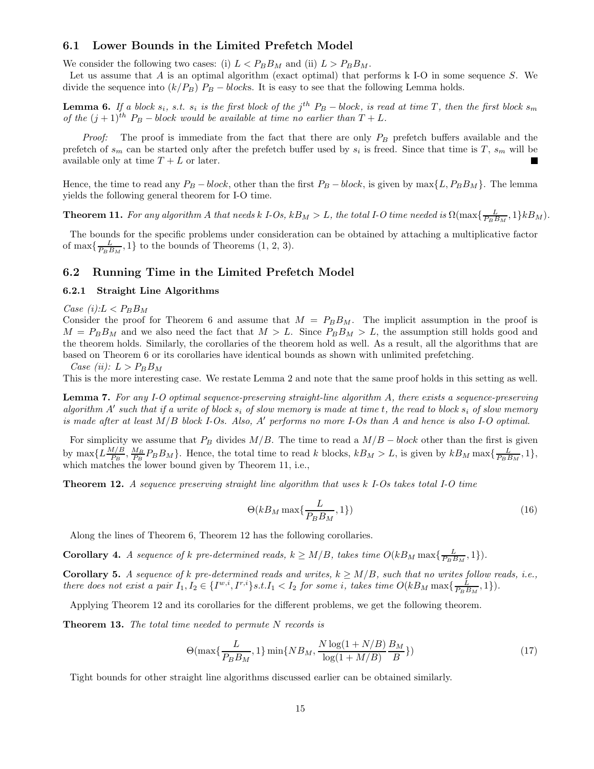## 6.1 Lower Bounds in the Limited Prefetch Model

We consider the following two cases: (i) $L < P_B B_M$ and (ii) $L > P_B B_M$.

Let us assume that $A$ is an optimal algorithm (exact optimal) that performs k I-O in some sequence $S$. We divide the sequence into $(k/P_B)$ $P_B - blocks$. It is easy to see that the following Lemma holds.

**Lemma 6.** *If a block $s_i$, s.t. $s_i$ is the first block of the $j^{th}$ $P_B - block$, is read at time $T$, then the first block $s_m$ of the $(j+1)^{th}$ $P_B - block$ would be available at time no earlier than $T + L$.*

*Proof:* The proof is immediate from the fact that there are only $P_B$ prefetch buffers available and the prefetch of $s_m$ can be started only after the prefetch buffer used by $s_i$ is freed. Since that time is $T$, $s_m$ will be available only at time $T + L$ or later. ■

Hence, the time to read any $P_B - block$, other than the first $P_B - block$, is given by $\max\{L, P_B B_M\}$. The lemma yields the following general theorem for I-O time.

**Theorem 11.** *For any algorithm A that needs k I-Os, $kB_M > L$, the total I-O time needed is $\Omega(\max\{\frac{L}{P_B B_M}, 1\} kB_M)$.*

The bounds for the specific problems under consideration can be obtained by attaching a multiplicative factor of $\max\{\frac{L}{P_B B_M}, 1\}$ to the bounds of Theorems (1, 2, 3).

## 6.2 Running Time in the Limited Prefetch Model

### 6.2.1 Straight Line Algorithms

*Case (i):$L < P_B B_M$*

Consider the proof for Theorem 6 and assume that $M = P_B B_M$. The implicit assumption in the proof is $M = P_B B_M$ and we also need the fact that $M > L$. Since $P_B B_M > L$, the assumption still holds good and the theorem holds. Similarly, the corollaries of the theorem hold as well. As a result, all the algorithms that are based on Theorem 6 or its corollaries have identical bounds as shown with unlimited prefetching.

*Case (ii): $L > P_B B_M$*

This is the more interesting case. We restate Lemma 2 and note that the same proof holds in this setting as well.

**Lemma 7.** *For any I-O optimal sequence-preserving straight-line algorithm A, there exists a sequence-preserving algorithm $A'$ such that if a write of block $s_i$ of slow memory is made at time t, the read to block $s_i$ of slow memory is made after at least $M/B$ block I-Os. Also, $A'$ performs no more I-Os than A and hence is also I-O optimal.*

For simplicity we assume that $P_B$ divides $M/B$. The time to read a $M/B - block$ other than the first is given by $\max\{L\frac{M/B}{P_B}, \frac{M_B}{P_B} P_B B_M\}$. Hence, the total time to read $k$ blocks, $kB_M > L$, is given by $kB_M \max\{\frac{L}{P_B B_M}, 1\}$, which matches the lower bound given by Theorem 11, i.e.,

**Theorem 12.** *A sequence preserving straight line algorithm that uses k I-Os takes total I-O time*

$$\Theta(kB_M \max\{\frac{L}{P_B B_M}, 1\}) \tag{16}$$

Along the lines of Theorem 6, Theorem 12 has the following corollaries.

**Corollary 4.** *A sequence of k pre-determined reads, $k \geq M/B$, takes time $O(kB_M \max\{\frac{L}{P_B B_M}, 1\})$.*

**Corollary 5.** *A sequence of k pre-determined reads and writes, $k \geq M/B$, such that no writes follow reads, i.e., there does not exist a pair $I_1, I_2 \in \{I^{w,i}, I^{r,i}\}$s.t.$I_1 < I_2$ for some i, takes time $O(kB_M \max\{\frac{L}{P_B B_M}, 1\})$.*

Applying Theorem 12 and its corollaries for the different problems, we get the following theorem.

**Theorem 13.** *The total time needed to permute N records is*

$$\Theta(\max\{\frac{L}{P_B B_M}, 1\} \min\{NB_M, \frac{N \log(1 + N/B)}{\log(1 + M/B)} \frac{B_M}{B}\}) \tag{17}$$

Tight bounds for other straight line algorithms discussed earlier can be obtained similarly.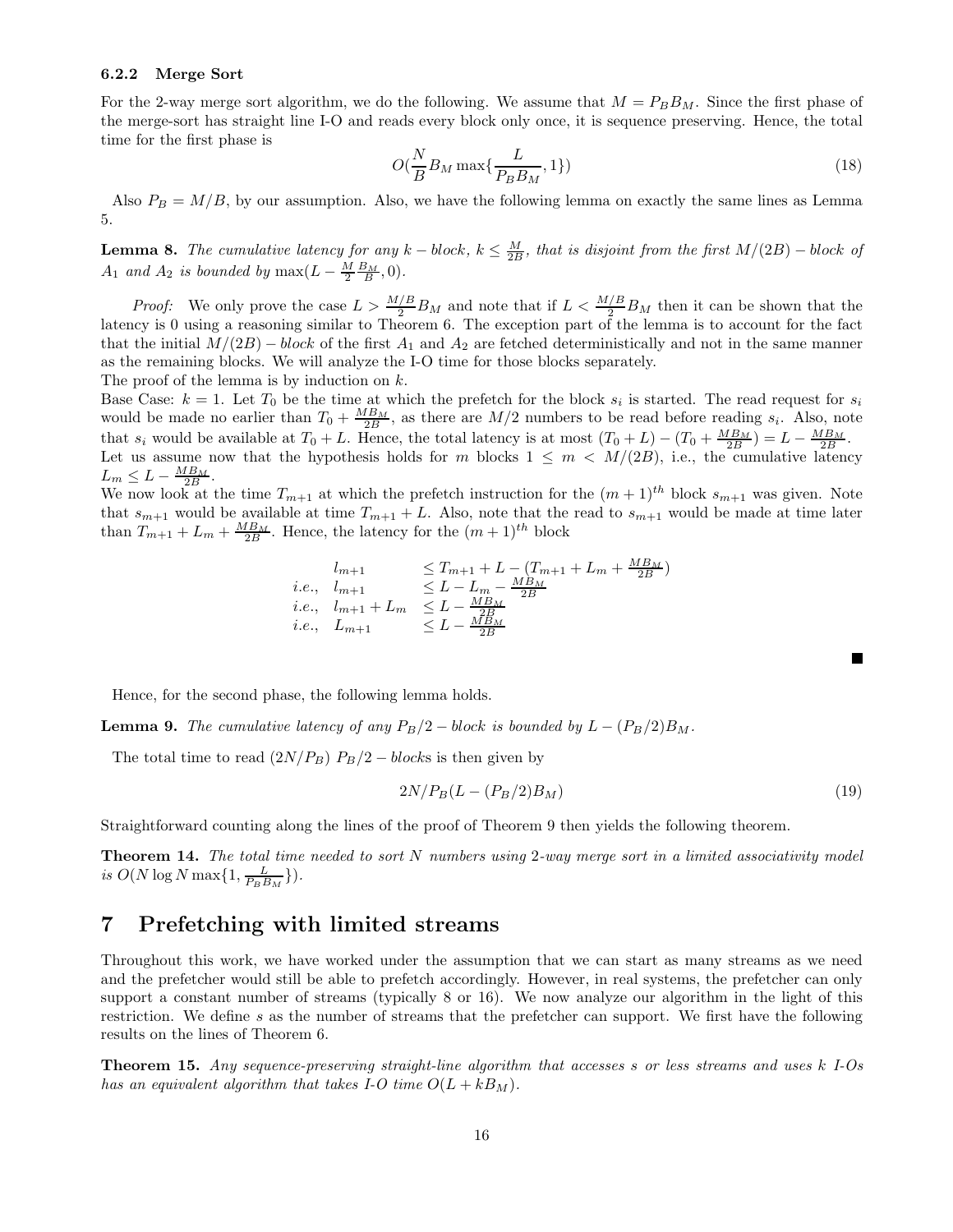### 6.2.2 Merge Sort

For the 2-way merge sort algorithm, we do the following. We assume that $M = P_B B_M$. Since the first phase of the merge-sort has straight line I-O and reads every block only once, it is sequence preserving. Hence, the total time for the first phase is

$$O(\frac{N}{B} B_M \max\{\frac{L}{P_B B_M}, 1\}) \tag{18}$$

Also $P_B = M/B$, by our assumption. Also, we have the following lemma on exactly the same lines as Lemma 5.

**Lemma 8.** *The cumulative latency for any $k-block$, $k \leq \frac{M}{2B}$, that is disjoint from the first $M/(2B)-block$ of $A_1$ and $A_2$ is bounded by $\max(L - \frac{M}{2}\frac{B_M}{B}, 0)$.*

*Proof:* We only prove the case $L > \frac{M/B}{2} B_M$ and note that if $L < \frac{M/B}{2} B_M$ then it can be shown that the latency is 0 using a reasoning similar to Theorem 6. The exception part of the lemma is to account for the fact that the initial $M/(2B)-block$ of the first $A_1$ and $A_2$ are fetched deterministically and not in the same manner as the remaining blocks. We will analyze the I-O time for those blocks separately.

The proof of the lemma is by induction on $k$.

Base Case: $k = 1$. Let $T_0$ be the time at which the prefetch for the block $s_i$ is started. The read request for $s_i$ would be made no earlier than $T_0 + \frac{MB_M}{2B}$, as there are $M/2$ numbers to be read before reading $s_i$. Also, note that $s_i$ would be available at $T_0 + L$. Hence, the total latency is at most $(T_0 + L) - (T_0 + \frac{MB_M}{2B}) = L - \frac{MB_M}{2B}$.

Let us assume now that the hypothesis holds for $m$ blocks $1 \leq m < M/(2B)$, i.e., the cumulative latency $L_m \leq L - \frac{MB_M}{2B}$.

We now look at the time $T_{m+1}$ at which the prefetch instruction for the $(m+1)^{th}$ block $s_{m+1}$ was given. Note that $s_{m+1}$ would be available at time $T_{m+1} + L$. Also, note that the read to $s_{m+1}$ would be made at time later than $T_{m+1} + L_m + \frac{MB_M}{2B}$. Hence, the latency for the $(m+1)^{th}$ block

$$
\begin{aligned}
& l_{m+1} && \leq T_{m+1} + L - (T_{m+1} + L_m + \tfrac{MB_M}{2B}) \\
i.e., \;& l_{m+1} && \leq L - L_m - \tfrac{MB_M}{2B} \\
i.e., \;& l_{m+1} + L_m && \leq L - \tfrac{MB_M}{2B} \\
i.e., \;& L_{m+1} && \leq L - \tfrac{MB_M}{2B}
\end{aligned}
$$

■

Hence, for the second phase, the following lemma holds.

**Lemma 9.** *The cumulative latency of any $P_B/2-block$ is bounded by $L - (P_B/2)B_M$.*

The total time to read $(2N/P_B)$ $P_B/2-blocks$ is then given by

$$2N/P_B(L - (P_B/2)B_M) \tag{19}$$

Straightforward counting along the lines of the proof of Theorem 9 then yields the following theorem.

**Theorem 14.** *The total time needed to sort $N$ numbers using 2-way merge sort in a limited associativity model is $O(N \log N \max\{1, \frac{L}{P_B B_M}\})$.*

# 7 Prefetching with limited streams

Throughout this work, we have worked under the assumption that we can start as many streams as we need and the prefetcher would still be able to prefetch accordingly. However, in real systems, the prefetcher can only support a constant number of streams (typically 8 or 16). We now analyze our algorithm in the light of this restriction. We define $s$ as the number of streams that the prefetcher can support. We first have the following results on the lines of Theorem 6.

**Theorem 15.** *Any sequence-preserving straight-line algorithm that accesses $s$ or less streams and uses $k$ I-Os has an equivalent algorithm that takes I-O time $O(L + kB_M)$.*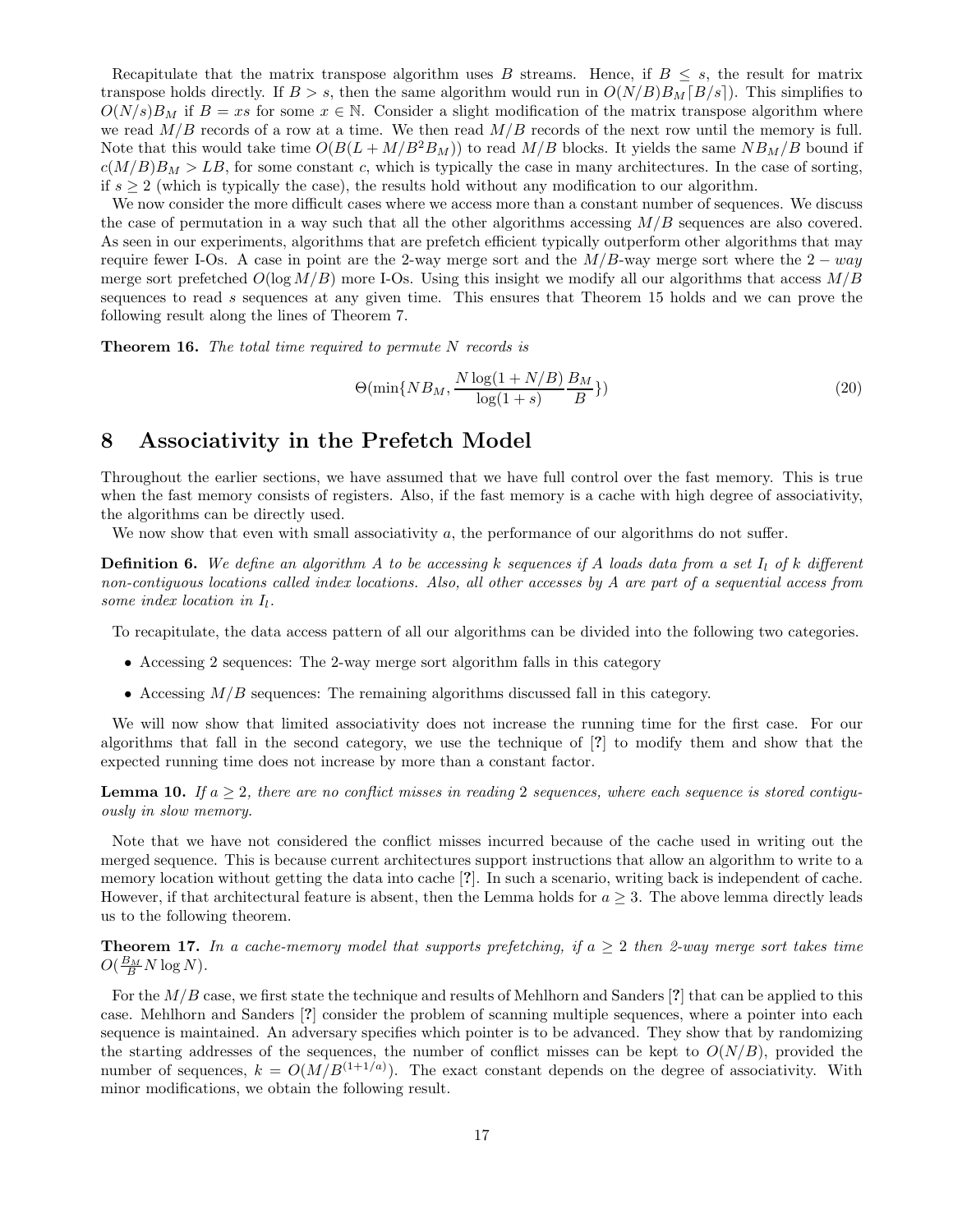Recapitulate that the matrix transpose algorithm uses $B$ streams. Hence, if $B \leq s$, the result for matrix transpose holds directly. If $B > s$, then the same algorithm would run in $O(N/B)B_M\lceil B/s \rceil)$. This simplifies to $O(N/s)B_M$ if $B = xs$ for some $x \in \mathbb{N}$. Consider a slight modification of the matrix transpose algorithm where we read $M/B$ records of a row at a time. We then read $M/B$ records of the next row until the memory is full. Note that this would take time $O(B(L + M/B^2B_M))$ to read $M/B$ blocks. It yields the same $NB_M/B$ bound if $c(M/B)B_M > LB$, for some constant $c$, which is typically the case in many architectures. In the case of sorting, if $s \geq 2$ (which is typically the case), the results hold without any modification to our algorithm.

We now consider the more difficult cases where we access more than a constant number of sequences. We discuss the case of permutation in a way such that all the other algorithms accessing $M/B$ sequences are also covered. As seen in our experiments, algorithms that are prefetch efficient typically outperform other algorithms that may require fewer I-Os. A case in point are the 2-way merge sort and the $M/B$-way merge sort where the $2-way$ merge sort prefetched $O(\log M/B)$ more I-Os. Using this insight we modify all our algorithms that access $M/B$ sequences to read $s$ sequences at any given time. This ensures that Theorem 15 holds and we can prove the following result along the lines of Theorem 7.

**Theorem 16.** *The total time required to permute $N$ records is*

$$\Theta(\min\{NB_M, \frac{N\log(1+N/B)}{\log(1+s)}\frac{B_M}{B}\}) \tag{20}$$

# 8 Associativity in the Prefetch Model

Throughout the earlier sections, we have assumed that we have full control over the fast memory. This is true when the fast memory consists of registers. Also, if the fast memory is a cache with high degree of associativity, the algorithms can be directly used.

We now show that even with small associativity $a$, the performance of our algorithms do not suffer.

**Definition 6.** *We define an algorithm $A$ to be accessing $k$ sequences if $A$ loads data from a set $I_l$ of $k$ different non-contiguous locations called index locations. Also, all other accesses by $A$ are part of a sequential access from some index location in $I_l$.*

To recapitulate, the data access pattern of all our algorithms can be divided into the following two categories.

- Accessing 2 sequences: The 2-way merge sort algorithm falls in this category
- Accessing $M/B$ sequences: The remaining algorithms discussed fall in this category.

We will now show that limited associativity does not increase the running time for the first case. For our algorithms that fall in the second category, we use the technique of [?] to modify them and show that the expected running time does not increase by more than a constant factor.

**Lemma 10.** *If $a \geq 2$, there are no conflict misses in reading 2 sequences, where each sequence is stored contiguously in slow memory.*

Note that we have not considered the conflict misses incurred because of the cache used in writing out the merged sequence. This is because current architectures support instructions that allow an algorithm to write to a memory location without getting the data into cache [?]. In such a scenario, writing back is independent of cache. However, if that architectural feature is absent, then the Lemma holds for $a \geq 3$. The above lemma directly leads us to the following theorem.

**Theorem 17.** *In a cache-memory model that supports prefetching, if $a \geq 2$ then 2-way merge sort takes time $O(\frac{B_M}{B}N\log N)$.*

For the $M/B$ case, we first state the technique and results of Mehlhorn and Sanders [?] that can be applied to this case. Mehlhorn and Sanders [?] consider the problem of scanning multiple sequences, where a pointer into each sequence is maintained. An adversary specifies which pointer is to be advanced. They show that by randomizing the starting addresses of the sequences, the number of conflict misses can be kept to $O(N/B)$, provided the number of sequences, $k = O(M/B^{(1+1/a)})$. The exact constant depends on the degree of associativity. With minor modifications, we obtain the following result.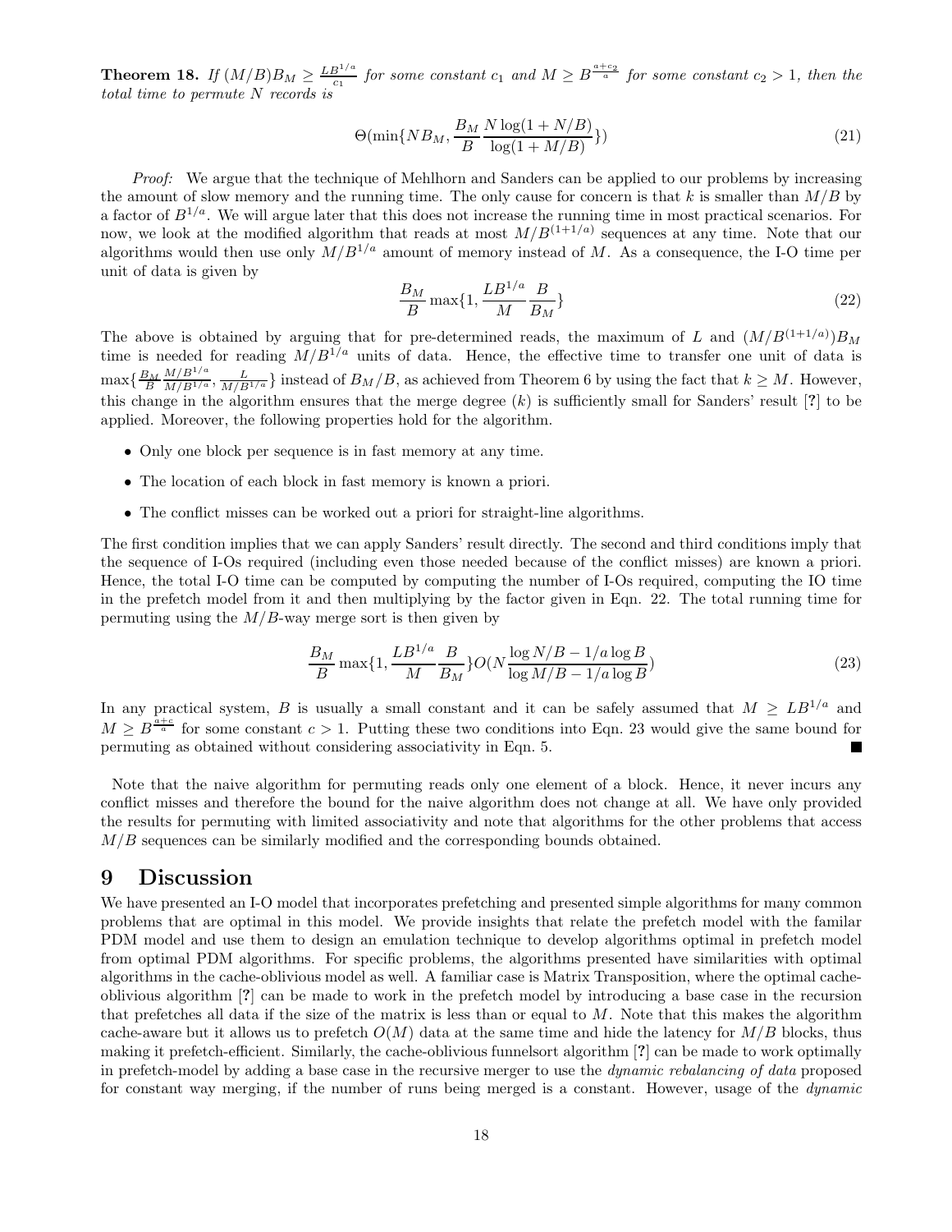**Theorem 18.** *If $(M/B)B_M \geq \frac{LB^{1/a}}{c_1}$ for some constant $c_1$ and $M \geq B^{\frac{a+c_2}{a}}$ for some constant $c_2 > 1$, then the total time to permute $N$ records is*

$$\Theta(\min\{NB_M, \frac{B_M}{B}\frac{N\log(1+N/B)}{\log(1+M/B)}\}) \tag{21}$$

*Proof:* We argue that the technique of Mehlhorn and Sanders can be applied to our problems by increasing the amount of slow memory and the running time. The only cause for concern is that $k$ is smaller than $M/B$ by a factor of $B^{1/a}$. We will argue later that this does not increase the running time in most practical scenarios. For now, we look at the modified algorithm that reads at most $M/B^{(1+1/a)}$ sequences at any time. Note that our algorithms would then use only $M/B^{1/a}$ amount of memory instead of $M$. As a consequence, the I-O time per unit of data is given by

$$\frac{B_M}{B}\max\{1, \frac{LB^{1/a}}{M}\frac{B}{B_M}\} \tag{22}$$

The above is obtained by arguing that for pre-determined reads, the maximum of $L$ and $(M/B^{(1+1/a)})B_M$ time is needed for reading $M/B^{1/a}$ units of data. Hence, the effective time to transfer one unit of data is $\max\{\frac{B_M}{B}\frac{M/B^{1/a}}{M/B^{1/a}}, \frac{L}{M/B^{1/a}}\}$ instead of $B_M/B$, as achieved from Theorem 6 by using the fact that $k \geq M$. However, this change in the algorithm ensures that the merge degree ($k$) is sufficiently small for Sanders' result [?] to be applied. Moreover, the following properties hold for the algorithm.

- Only one block per sequence is in fast memory at any time.
- The location of each block in fast memory is known a priori.
- The conflict misses can be worked out a priori for straight-line algorithms.

The first condition implies that we can apply Sanders' result directly. The second and third conditions imply that the sequence of I-Os required (including even those needed because of the conflict misses) are known a priori. Hence, the total I-O time can be computed by computing the number of I-Os required, computing the IO time in the prefetch model from it and then multiplying by the factor given in Eqn. 22. The total running time for permuting using the $M/B$-way merge sort is then given by

$$\frac{B_M}{B}\max\{1, \frac{LB^{1/a}}{M}\frac{B}{B_M}\}O(N\frac{\log N/B - 1/a\log B}{\log M/B - 1/a\log B}) \tag{23}$$

In any practical system, $B$ is usually a small constant and it can be safely assumed that $M \geq LB^{1/a}$ and $M \geq B^{\frac{a+c}{a}}$ for some constant $c > 1$. Putting these two conditions into Eqn. 23 would give the same bound for permuting as obtained without considering associativity in Eqn. 5. ■

Note that the naive algorithm for permuting reads only one element of a block. Hence, it never incurs any conflict misses and therefore the bound for the naive algorithm does not change at all. We have only provided the results for permuting with limited associativity and note that algorithms for the other problems that access $M/B$ sequences can be similarly modified and the corresponding bounds obtained.

# 9 Discussion

We have presented an I-O model that incorporates prefetching and presented simple algorithms for many common problems that are optimal in this model. We provide insights that relate the prefetch model with the familar PDM model and use them to design an emulation technique to develop algorithms optimal in prefetch model from optimal PDM algorithms. For specific problems, the algorithms presented have similarities with optimal algorithms in the cache-oblivious model as well. A familiar case is Matrix Transposition, where the optimal cache-oblivious algorithm [?] can be made to work in the prefetch model by introducing a base case in the recursion that prefetches all data if the size of the matrix is less than or equal to $M$. Note that this makes the algorithm cache-aware but it allows us to prefetch $O(M)$ data at the same time and hide the latency for $M/B$ blocks, thus making it prefetch-efficient. Similarly, the cache-oblivious funnelsort algorithm [?] can be made to work optimally in prefetch-model by adding a base case in the recursive merger to use the *dynamic rebalancing of data* proposed for constant way merging, if the number of runs being merged is a constant. However, usage of the *dynamic*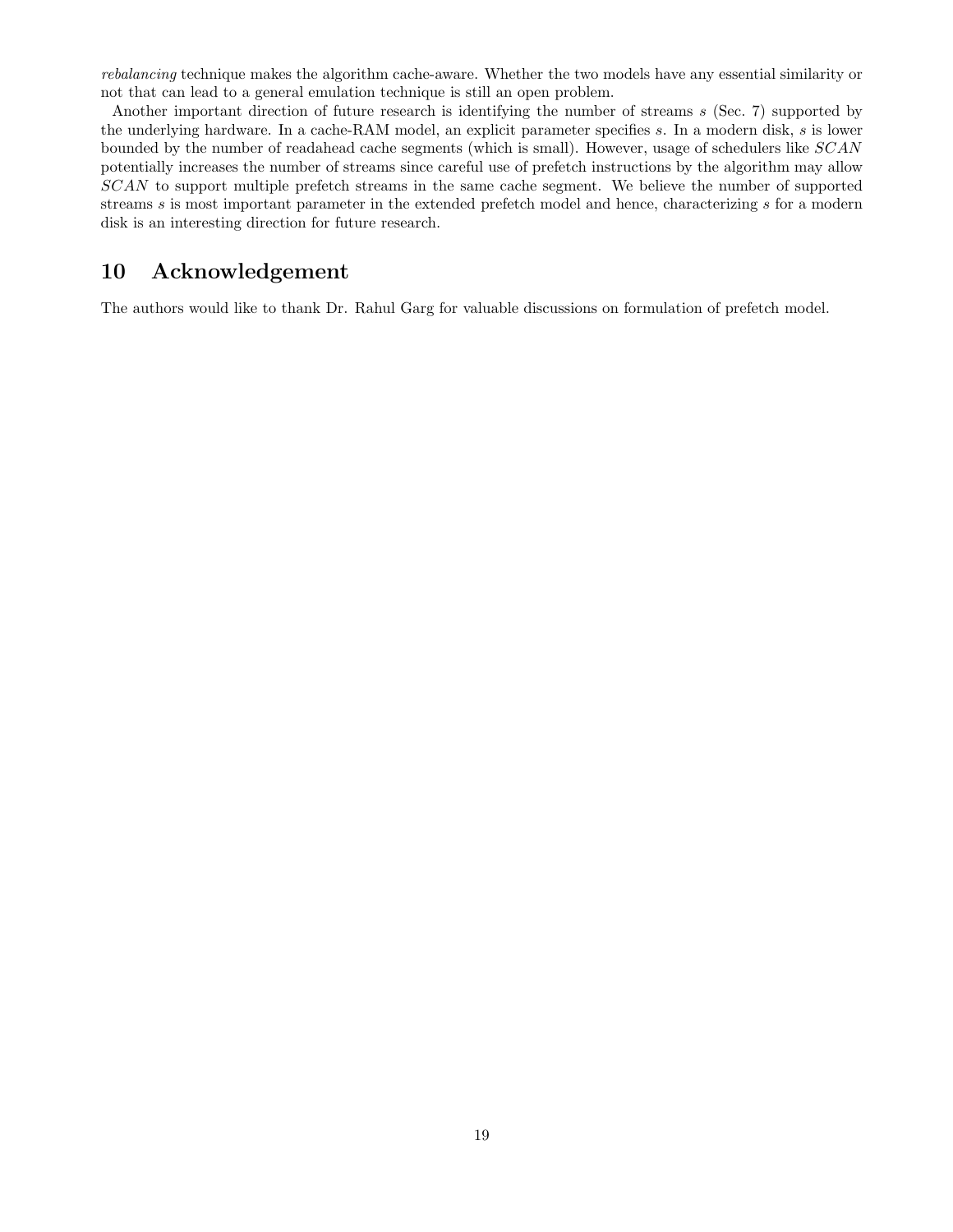*rebalancing* technique makes the algorithm cache-aware. Whether the two models have any essential similarity or not that can lead to a general emulation technique is still an open problem.

Another important direction of future reasearch is identifying the number of streams $s$ (Sec. 7) supported by the underlying hardware. In a cache-RAM model, an explicit parameter specifies $s$. In a modern disk, $s$ is lower bounded by the number of readahead cache segments (which is small). However, usage of schedulers like $SCAN$ potentially increases the number of streams since careful use of prefetch instructions by the algorithm may allow $SCAN$ to support multiple prefetch streams in the same cache segment. We believe the number of supported streams $s$ is most important parameter in the extended prefetch model and hence, characterizing $s$ for a modern disk is an interesting direction for future research.

## 10 Acknowledgement

The authors would like to thank Dr. Rahul Garg for valuable discussions on formulation of prefetch model.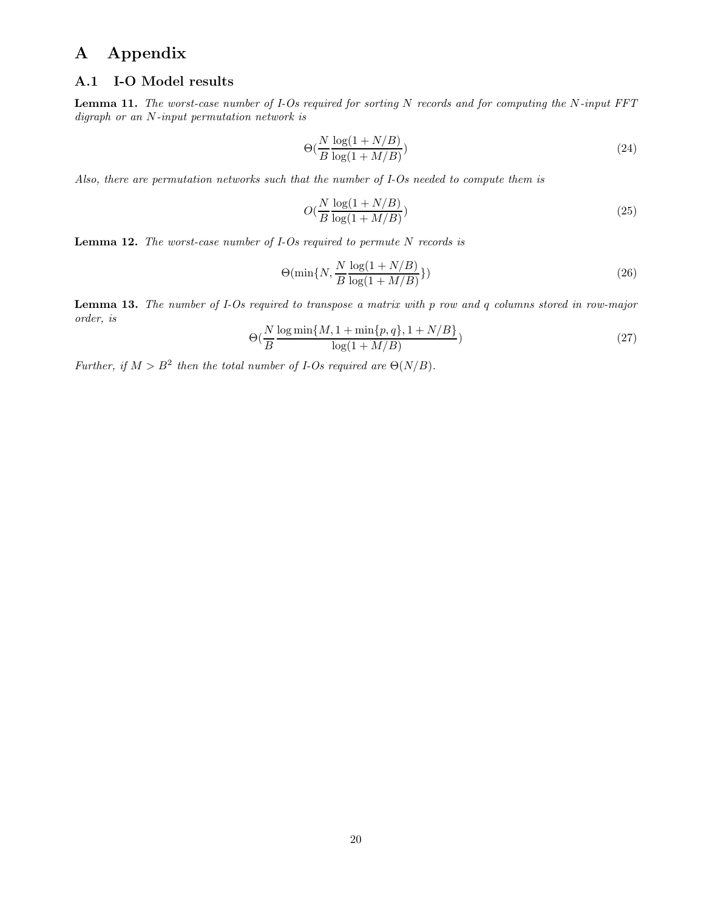# A Appendix

## A.1 I-O Model results

**Lemma 11.** *The worst-case number of I-Os required for sorting $N$ records and for computing the $N$-input FFT digraph or an $N$-input permutation network is*

$$\Theta(\frac{N}{B}\frac{\log(1+N/B)}{\log(1+M/B)}) \tag{24}$$

*Also, there are permutation networks such that the number of I-Os needed to compute them is*

$$O(\frac{N}{B}\frac{\log(1+N/B)}{\log(1+M/B)}) \tag{25}$$

**Lemma 12.** *The worst-case number of I-Os required to permute $N$ records is*

$$\Theta(\min\{N, \frac{N}{B}\frac{\log(1+N/B)}{\log(1+M/B)}\}) \tag{26}$$

**Lemma 13.** *The number of I-Os required to transpose a matrix with $p$ row and $q$ columns stored in row-major order, is*

$$\Theta(\frac{N}{B}\frac{\log\min\{M, 1+\min\{p,q\}, 1+N/B\}}{\log(1+M/B)}) \tag{27}$$

*Further, if $M > B^2$ then the total number of I-Os required are $\Theta(N/B)$.*